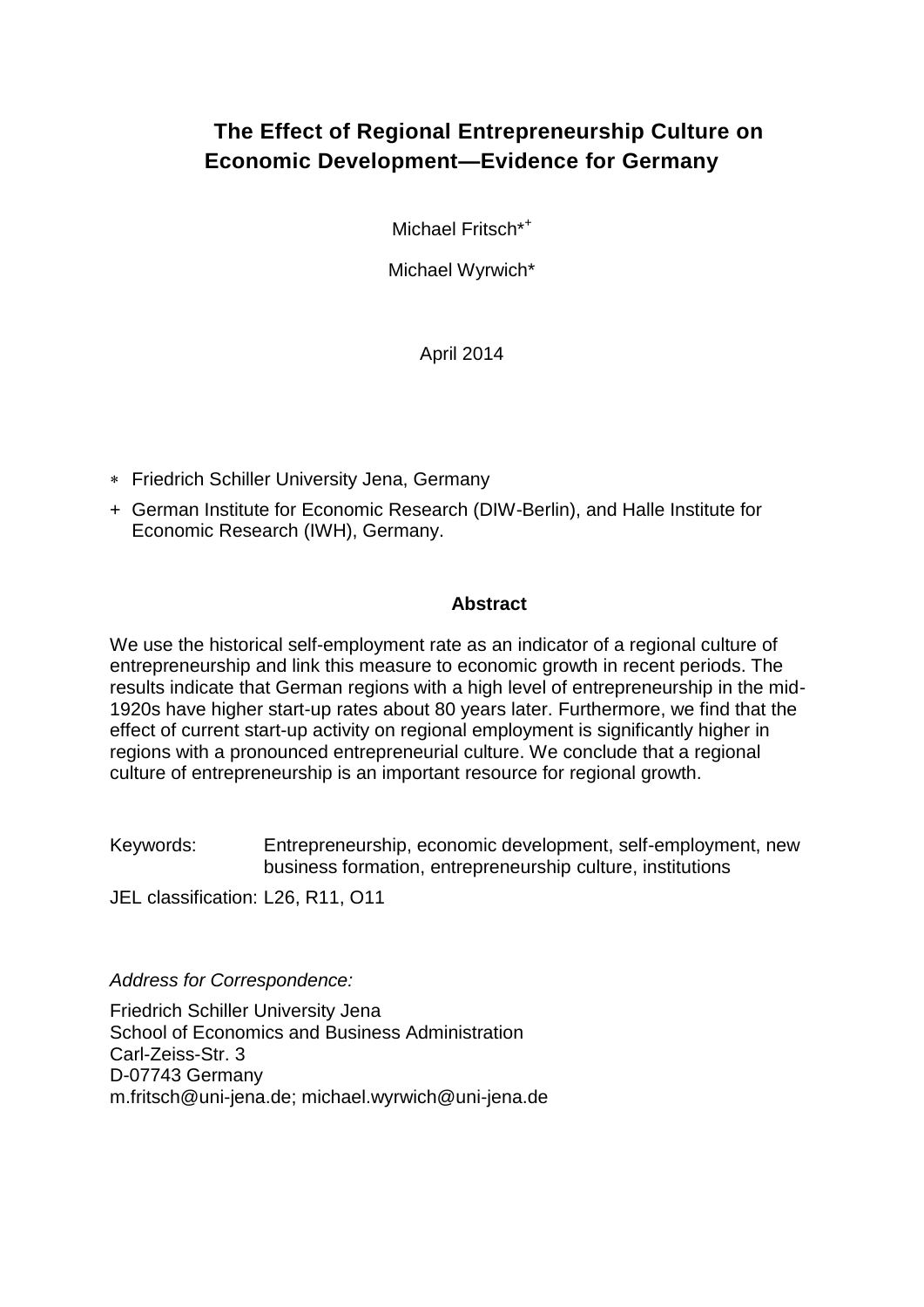# The Effect of Regional Entrepreneurship Culture on Economic Development—Evidence for Germany

Michael Fritsch*[+]

Michael Wyrwich*

April 2014

* Friedrich Schiller University Jena, Germany
+ German Institute for Economic Research (DIW-Berlin), and Halle Institute for Economic Research (IWH), Germany.

## Abstract

We use the historical self-employment rate as an indicator of a regional culture of entrepreneurship and link this measure to economic growth in recent periods. The results indicate that German regions with a high level of entrepreneurship in the mid-1920s have higher start-up rates about 80 years later. Furthermore, we find that the effect of current start-up activity on regional employment is significantly higher in regions with a pronounced entrepreneurial culture. We conclude that a regional culture of entrepreneurship is an important resource for regional growth.

Keywords: Entrepreneurship, economic development, self-employment, new business formation, entrepreneurship culture, institutions

JEL classification: L26, R11, O11

*Address for Correspondence:*

Friedrich Schiller University Jena
School of Economics and Business Administration
Carl-Zeiss-Str. 3
D-07743 Germany
m.fritsch@uni-jena.de; michael.wyrwich@uni-jena.de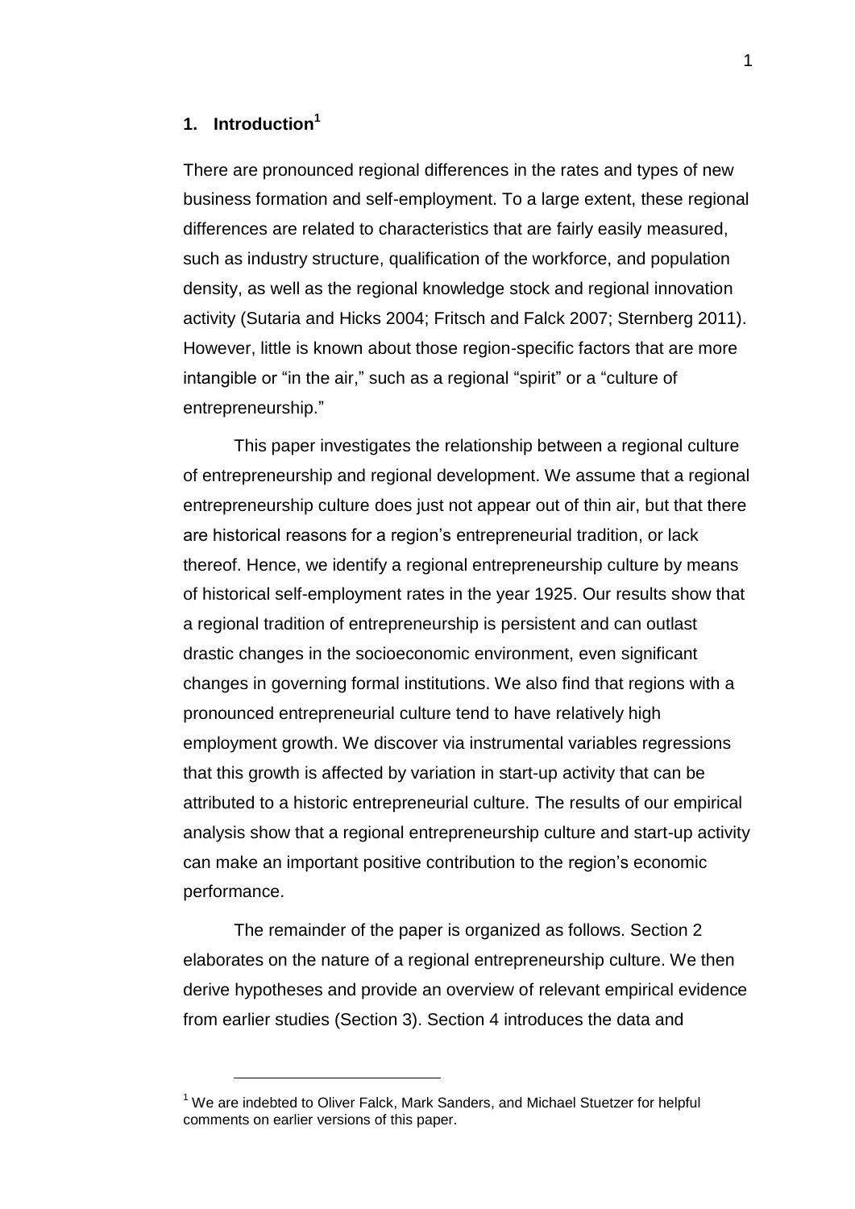## 1. Introduction[1]

There are pronounced regional differences in the rates and types of new business formation and self-employment. To a large extent, these regional differences are related to characteristics that are fairly easily measured, such as industry structure, qualification of the workforce, and population density, as well as the regional knowledge stock and regional innovation activity (Sutaria and Hicks 2004; Fritsch and Falck 2007; Sternberg 2011). However, little is known about those region-specific factors that are more intangible or "in the air," such as a regional "spirit" or a "culture of entrepreneurship."

This paper investigates the relationship between a regional culture of entrepreneurship and regional development. We assume that a regional entrepreneurship culture does just not appear out of thin air, but that there are historical reasons for a region's entrepreneurial tradition, or lack thereof. Hence, we identify a regional entrepreneurship culture by means of historical self-employment rates in the year 1925. Our results show that a regional tradition of entrepreneurship is persistent and can outlast drastic changes in the socioeconomic environment, even significant changes in governing formal institutions. We also find that regions with a pronounced entrepreneurial culture tend to have relatively high employment growth. We discover via instrumental variables regressions that this growth is affected by variation in start-up activity that can be attributed to a historic entrepreneurial culture. The results of our empirical analysis show that a regional entrepreneurship culture and start-up activity can make an important positive contribution to the region's economic performance.

The remainder of the paper is organized as follows. Section 2 elaborates on the nature of a regional entrepreneurship culture. We then derive hypotheses and provide an overview of relevant empirical evidence from earlier studies (Section 3). Section 4 introduces the data and

[1] We are indebted to Oliver Falck, Mark Sanders, and Michael Stuetzer for helpful comments on earlier versions of this paper.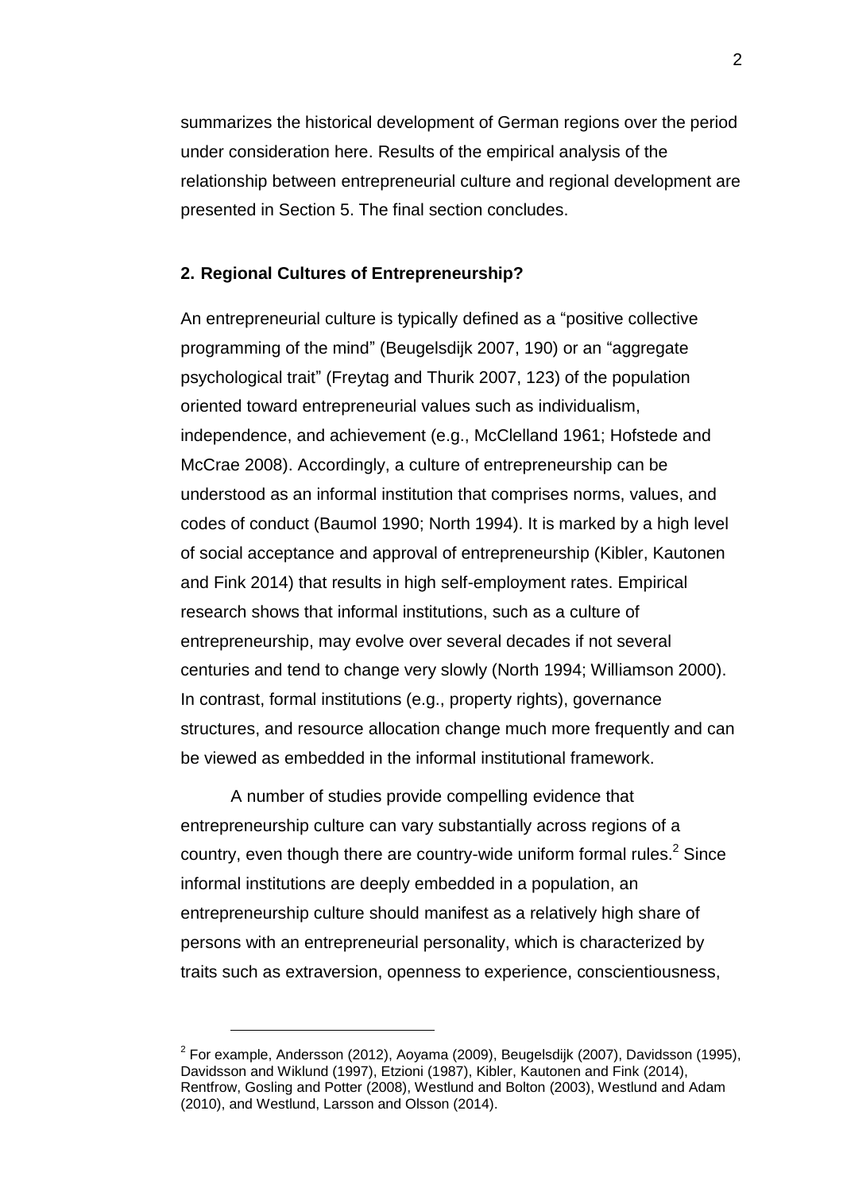summarizes the historical development of German regions over the period under consideration here. Results of the empirical analysis of the relationship between entrepreneurial culture and regional development are presented in Section 5. The final section concludes.

## 2. Regional Cultures of Entrepreneurship?

An entrepreneurial culture is typically defined as a "positive collective programming of the mind" (Beugelsdijk 2007, 190) or an "aggregate psychological trait" (Freytag and Thurik 2007, 123) of the population oriented toward entrepreneurial values such as individualism, independence, and achievement (e.g., McClelland 1961; Hofstede and McCrae 2008). Accordingly, a culture of entrepreneurship can be understood as an informal institution that comprises norms, values, and codes of conduct (Baumol 1990; North 1994). It is marked by a high level of social acceptance and approval of entrepreneurship (Kibler, Kautonen and Fink 2014) that results in high self-employment rates. Empirical research shows that informal institutions, such as a culture of entrepreneurship, may evolve over several decades if not several centuries and tend to change very slowly (North 1994; Williamson 2000). In contrast, formal institutions (e.g., property rights), governance structures, and resource allocation change much more frequently and can be viewed as embedded in the informal institutional framework.

A number of studies provide compelling evidence that entrepreneurship culture can vary substantially across regions of a country, even though there are country-wide uniform formal rules.[2] Since informal institutions are deeply embedded in a population, an entrepreneurship culture should manifest as a relatively high share of persons with an entrepreneurial personality, which is characterized by traits such as extraversion, openness to experience, conscientiousness,

[2] For example, Andersson (2012), Aoyama (2009), Beugelsdijk (2007), Davidsson (1995), Davidsson and Wiklund (1997), Etzioni (1987), Kibler, Kautonen and Fink (2014), Rentfrow, Gosling and Potter (2008), Westlund and Bolton (2003), Westlund and Adam (2010), and Westlund, Larsson and Olsson (2014).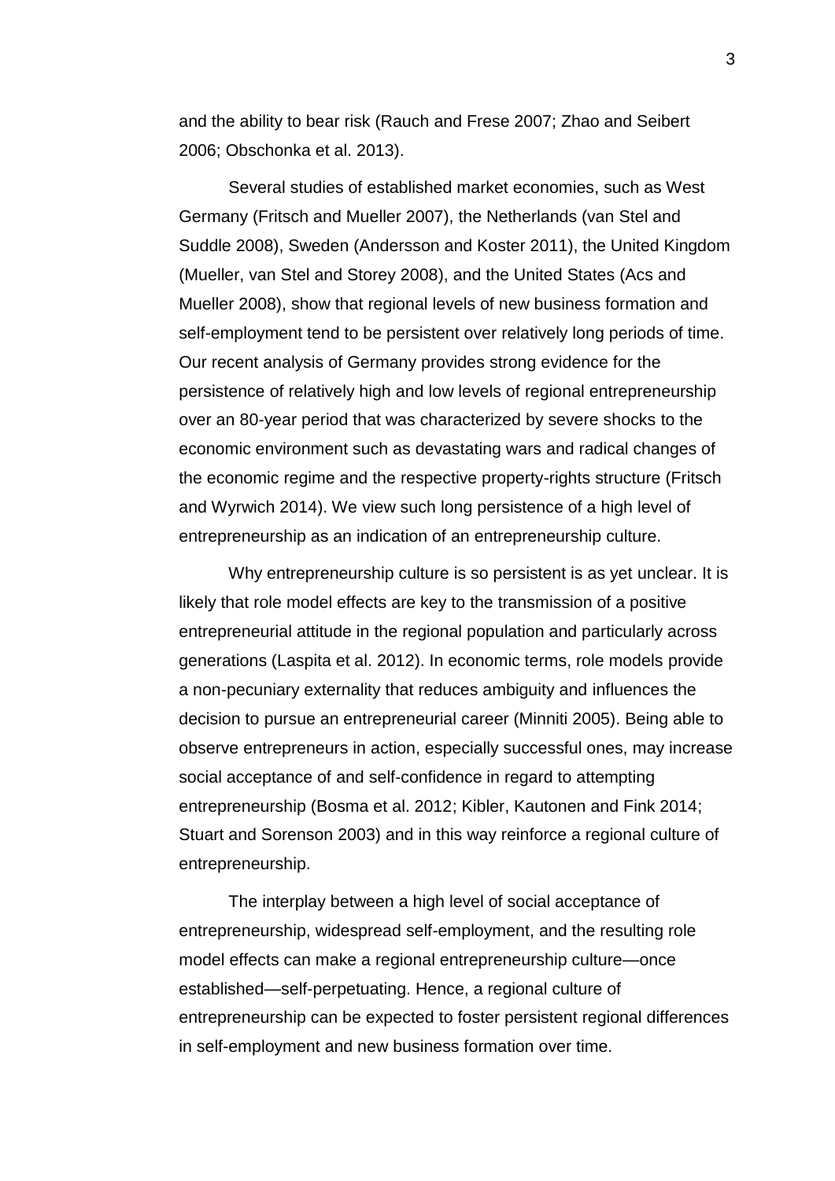and the ability to bear risk (Rauch and Frese 2007; Zhao and Seibert 2006; Obschonka et al. 2013).

Several studies of established market economies, such as West Germany (Fritsch and Mueller 2007), the Netherlands (van Stel and Suddle 2008), Sweden (Andersson and Koster 2011), the United Kingdom (Mueller, van Stel and Storey 2008), and the United States (Acs and Mueller 2008), show that regional levels of new business formation and self-employment tend to be persistent over relatively long periods of time. Our recent analysis of Germany provides strong evidence for the persistence of relatively high and low levels of regional entrepreneurship over an 80-year period that was characterized by severe shocks to the economic environment such as devastating wars and radical changes of the economic regime and the respective property-rights structure (Fritsch and Wyrwich 2014). We view such long persistence of a high level of entrepreneurship as an indication of an entrepreneurship culture.

Why entrepreneurship culture is so persistent is as yet unclear. It is likely that role model effects are key to the transmission of a positive entrepreneurial attitude in the regional population and particularly across generations (Laspita et al. 2012). In economic terms, role models provide a non-pecuniary externality that reduces ambiguity and influences the decision to pursue an entrepreneurial career (Minniti 2005). Being able to observe entrepreneurs in action, especially successful ones, may increase social acceptance of and self-confidence in regard to attempting entrepreneurship (Bosma et al. 2012; Kibler, Kautonen and Fink 2014; Stuart and Sorenson 2003) and in this way reinforce a regional culture of entrepreneurship.

The interplay between a high level of social acceptance of entrepreneurship, widespread self-employment, and the resulting role model effects can make a regional entrepreneurship culture—once established—self-perpetuating. Hence, a regional culture of entrepreneurship can be expected to foster persistent regional differences in self-employment and new business formation over time.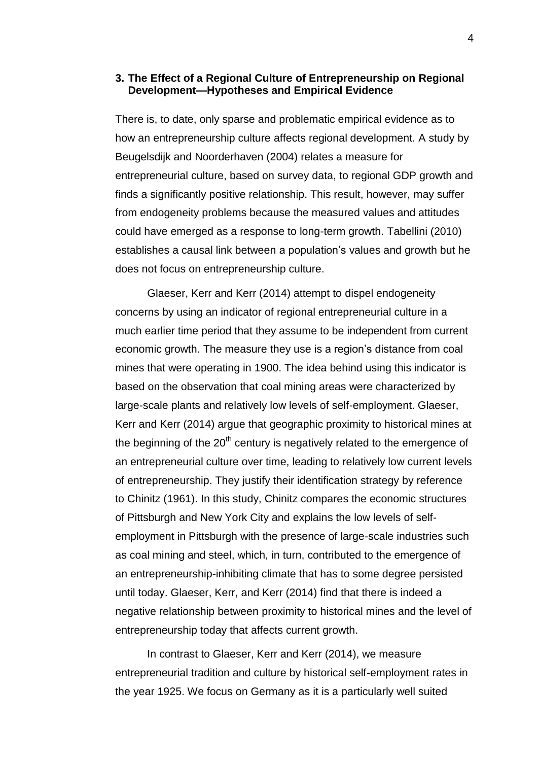## 3. The Effect of a Regional Culture of Entrepreneurship on Regional Development—Hypotheses and Empirical Evidence

There is, to date, only sparse and problematic empirical evidence as to how an entrepreneurship culture affects regional development. A study by Beugelsdijk and Noorderhaven (2004) relates a measure for entrepreneurial culture, based on survey data, to regional GDP growth and finds a significantly positive relationship. This result, however, may suffer from endogeneity problems because the measured values and attitudes could have emerged as a response to long-term growth. Tabellini (2010) establishes a causal link between a population's values and growth but he does not focus on entrepreneurship culture.

Glaeser, Kerr and Kerr (2014) attempt to dispel endogeneity concerns by using an indicator of regional entrepreneurial culture in a much earlier time period that they assume to be independent from current economic growth. The measure they use is a region's distance from coal mines that were operating in 1900. The idea behind using this indicator is based on the observation that coal mining areas were characterized by large-scale plants and relatively low levels of self-employment. Glaeser, Kerr and Kerr (2014) argue that geographic proximity to historical mines at the beginning of the 20th century is negatively related to the emergence of an entrepreneurial culture over time, leading to relatively low current levels of entrepreneurship. They justify their identification strategy by reference to Chinitz (1961). In this study, Chinitz compares the economic structures of Pittsburgh and New York City and explains the low levels of self-employment in Pittsburgh with the presence of large-scale industries such as coal mining and steel, which, in turn, contributed to the emergence of an entrepreneurship-inhibiting climate that has to some degree persisted until today. Glaeser, Kerr, and Kerr (2014) find that there is indeed a negative relationship between proximity to historical mines and the level of entrepreneurship today that affects current growth.

In contrast to Glaeser, Kerr and Kerr (2014), we measure entrepreneurial tradition and culture by historical self-employment rates in the year 1925. We focus on Germany as it is a particularly well suited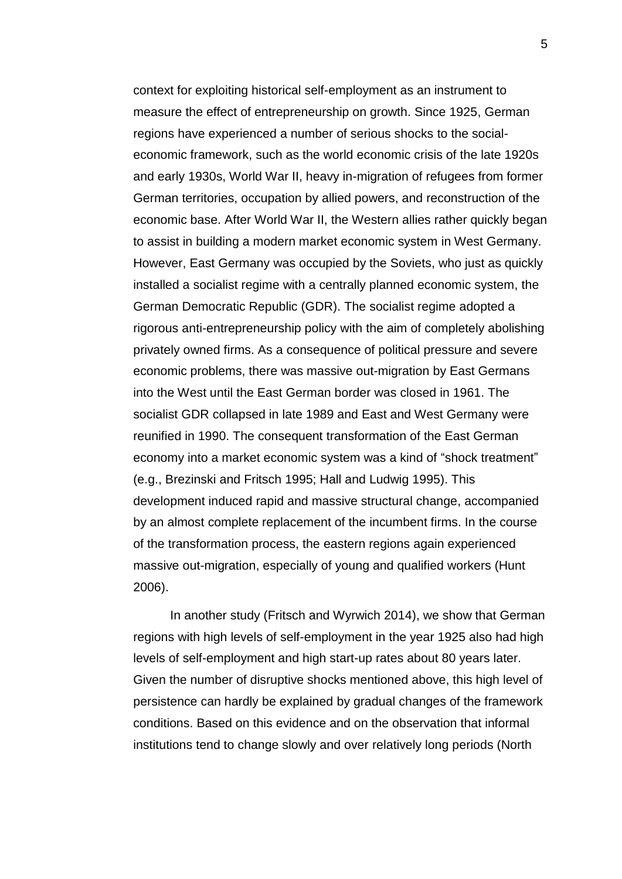context for exploiting historical self-employment as an instrument to measure the effect of entrepreneurship on growth. Since 1925, German regions have experienced a number of serious shocks to the social-economic framework, such as the world economic crisis of the late 1920s and early 1930s, World War II, heavy in-migration of refugees from former German territories, occupation by allied powers, and reconstruction of the economic base. After World War II, the Western allies rather quickly began to assist in building a modern market economic system in West Germany. However, East Germany was occupied by the Soviets, who just as quickly installed a socialist regime with a centrally planned economic system, the German Democratic Republic (GDR). The socialist regime adopted a rigorous anti-entrepreneurship policy with the aim of completely abolishing privately owned firms. As a consequence of political pressure and severe economic problems, there was massive out-migration by East Germans into the West until the East German border was closed in 1961. The socialist GDR collapsed in late 1989 and East and West Germany were reunified in 1990. The consequent transformation of the East German economy into a market economic system was a kind of "shock treatment" (e.g., Brezinski and Fritsch 1995; Hall and Ludwig 1995). This development induced rapid and massive structural change, accompanied by an almost complete replacement of the incumbent firms. In the course of the transformation process, the eastern regions again experienced massive out-migration, especially of young and qualified workers (Hunt 2006).

In another study (Fritsch and Wyrwich 2014), we show that German regions with high levels of self-employment in the year 1925 also had high levels of self-employment and high start-up rates about 80 years later. Given the number of disruptive shocks mentioned above, this high level of persistence can hardly be explained by gradual changes of the framework conditions. Based on this evidence and on the observation that informal institutions tend to change slowly and over relatively long periods (North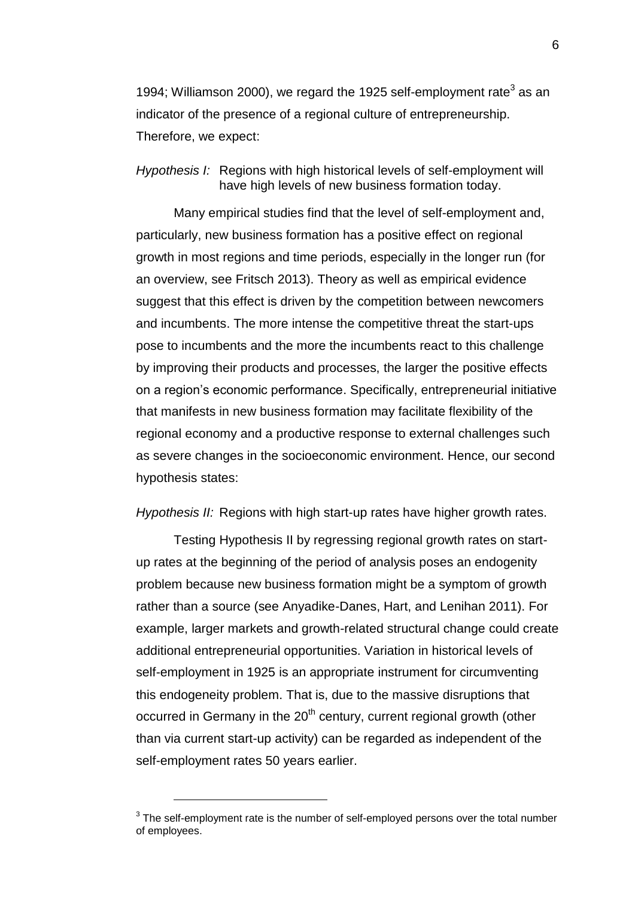1994; Williamson 2000), we regard the 1925 self-employment rate[3] as an indicator of the presence of a regional culture of entrepreneurship. Therefore, we expect:

*Hypothesis I:* Regions with high historical levels of self-employment will have high levels of new business formation today.

Many empirical studies find that the level of self-employment and, particularly, new business formation has a positive effect on regional growth in most regions and time periods, especially in the longer run (for an overview, see Fritsch 2013). Theory as well as empirical evidence suggest that this effect is driven by the competition between newcomers and incumbents. The more intense the competitive threat the start-ups pose to incumbents and the more the incumbents react to this challenge by improving their products and processes, the larger the positive effects on a region's economic performance. Specifically, entrepreneurial initiative that manifests in new business formation may facilitate flexibility of the regional economy and a productive response to external challenges such as severe changes in the socioeconomic environment. Hence, our second hypothesis states:

*Hypothesis II:* Regions with high start-up rates have higher growth rates.

Testing Hypothesis II by regressing regional growth rates on start-up rates at the beginning of the period of analysis poses an endogenity problem because new business formation might be a symptom of growth rather than a source (see Anyadike-Danes, Hart, and Lenihan 2011). For example, larger markets and growth-related structural change could create additional entrepreneurial opportunities. Variation in historical levels of self-employment in 1925 is an appropriate instrument for circumventing this endogeneity problem. That is, due to the massive disruptions that occurred in Germany in the 20th century, current regional growth (other than via current start-up activity) can be regarded as independent of the self-employment rates 50 years earlier.

[3] The self-employment rate is the number of self-employed persons over the total number of employees.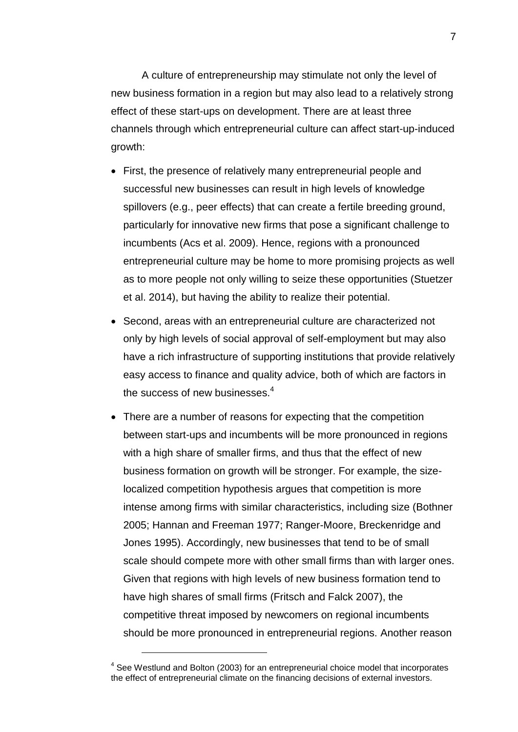A culture of entrepreneurship may stimulate not only the level of new business formation in a region but may also lead to a relatively strong effect of these start-ups on development. There are at least three channels through which entrepreneurial culture can affect start-up-induced growth:

- First, the presence of relatively many entrepreneurial people and successful new businesses can result in high levels of knowledge spillovers (e.g., peer effects) that can create a fertile breeding ground, particularly for innovative new firms that pose a significant challenge to incumbents (Acs et al. 2009). Hence, regions with a pronounced entrepreneurial culture may be home to more promising projects as well as to more people not only willing to seize these opportunities (Stuetzer et al. 2014), but having the ability to realize their potential.
- Second, areas with an entrepreneurial culture are characterized not only by high levels of social approval of self-employment but may also have a rich infrastructure of supporting institutions that provide relatively easy access to finance and quality advice, both of which are factors in the success of new businesses.[4]
- There are a number of reasons for expecting that the competition between start-ups and incumbents will be more pronounced in regions with a high share of smaller firms, and thus that the effect of new business formation on growth will be stronger. For example, the size-localized competition hypothesis argues that competition is more intense among firms with similar characteristics, including size (Bothner 2005; Hannan and Freeman 1977; Ranger-Moore, Breckenridge and Jones 1995). Accordingly, new businesses that tend to be of small scale should compete more with other small firms than with larger ones. Given that regions with high levels of new business formation tend to have high shares of small firms (Fritsch and Falck 2007), the competitive threat imposed by newcomers on regional incumbents should be more pronounced in entrepreneurial regions. Another reason

[4] See Westlund and Bolton (2003) for an entrepreneurial choice model that incorporates the effect of entrepreneurial climate on the financing decisions of external investors.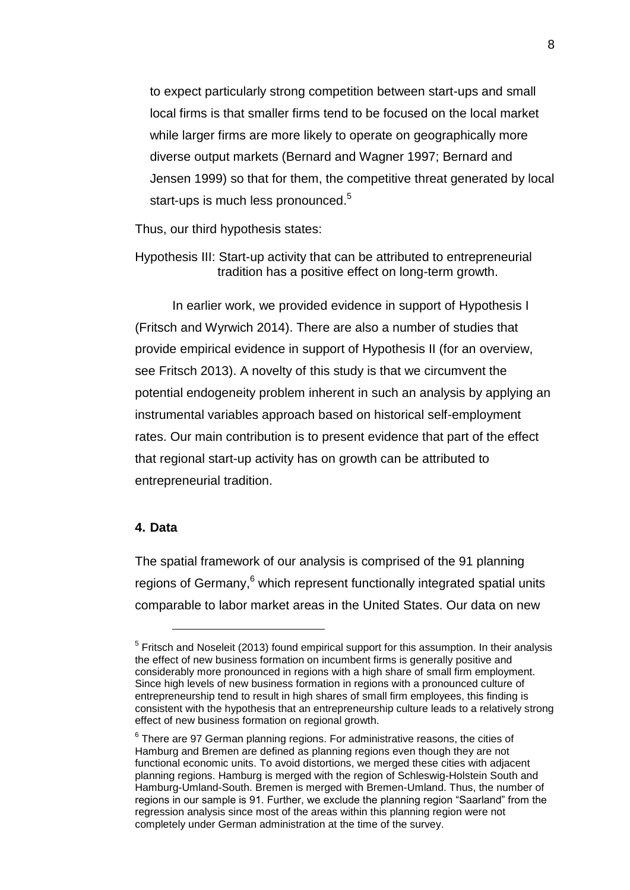to expect particularly strong competition between start-ups and small local firms is that smaller firms tend to be focused on the local market while larger firms are more likely to operate on geographically more diverse output markets (Bernard and Wagner 1997; Bernard and Jensen 1999) so that for them, the competitive threat generated by local start-ups is much less pronounced.[5]

Thus, our third hypothesis states:

Hypothesis III: Start-up activity that can be attributed to entrepreneurial tradition has a positive effect on long-term growth.

In earlier work, we provided evidence in support of Hypothesis I (Fritsch and Wyrwich 2014). There are also a number of studies that provide empirical evidence in support of Hypothesis II (for an overview, see Fritsch 2013). A novelty of this study is that we circumvent the potential endogeneity problem inherent in such an analysis by applying an instrumental variables approach based on historical self-employment rates. Our main contribution is to present evidence that part of the effect that regional start-up activity has on growth can be attributed to entrepreneurial tradition.

## 4. Data

The spatial framework of our analysis is comprised of the 91 planning regions of Germany,[6] which represent functionally integrated spatial units comparable to labor market areas in the United States. Our data on new

---

[5] Fritsch and Noseleit (2013) found empirical support for this assumption. In their analysis the effect of new business formation on incumbent firms is generally positive and considerably more pronounced in regions with a high share of small firm employment. Since high levels of new business formation in regions with a pronounced culture of entrepreneurship tend to result in high shares of small firm employees, this finding is consistent with the hypothesis that an entrepreneurship culture leads to a relatively strong effect of new business formation on regional growth.

[6] There are 97 German planning regions. For administrative reasons, the cities of Hamburg and Bremen are defined as planning regions even though they are not functional economic units. To avoid distortions, we merged these cities with adjacent planning regions. Hamburg is merged with the region of Schleswig-Holstein South and Hamburg-Umland-South. Bremen is merged with Bremen-Umland. Thus, the number of regions in our sample is 91. Further, we exclude the planning region "Saarland" from the regression analysis since most of the areas within this planning region were not completely under German administration at the time of the survey.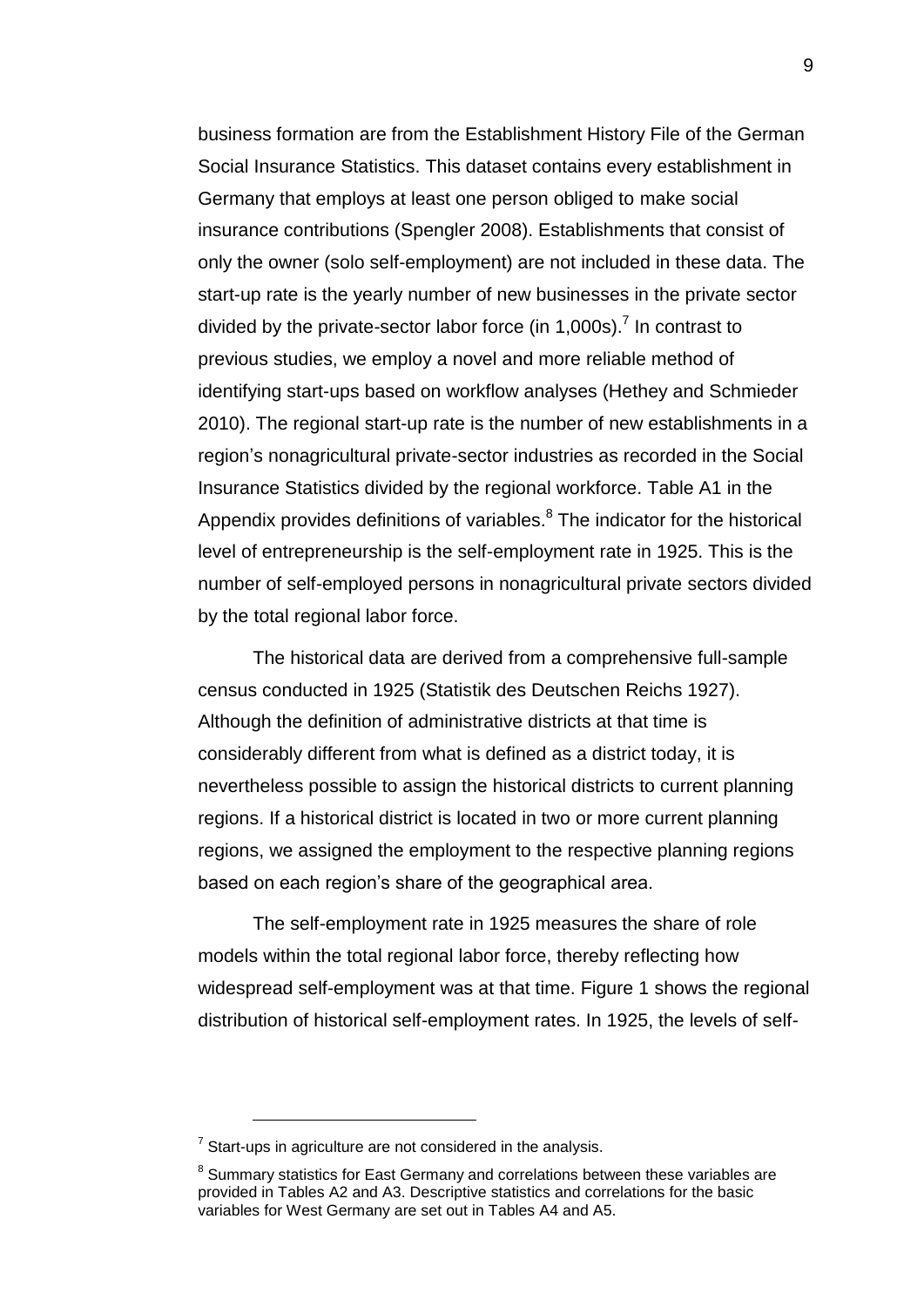business formation are from the Establishment History File of the German Social Insurance Statistics. This dataset contains every establishment in Germany that employs at least one person obliged to make social insurance contributions (Spengler 2008). Establishments that consist of only the owner (solo self-employment) are not included in these data. The start-up rate is the yearly number of new businesses in the private sector divided by the private-sector labor force (in 1,000s).[7] In contrast to previous studies, we employ a novel and more reliable method of identifying start-ups based on workflow analyses (Hethey and Schmieder 2010). The regional start-up rate is the number of new establishments in a region's nonagricultural private-sector industries as recorded in the Social Insurance Statistics divided by the regional workforce. Table A1 in the Appendix provides definitions of variables.[8] The indicator for the historical level of entrepreneurship is the self-employment rate in 1925. This is the number of self-employed persons in nonagricultural private sectors divided by the total regional labor force.

The historical data are derived from a comprehensive full-sample census conducted in 1925 (Statistik des Deutschen Reichs 1927). Although the definition of administrative districts at that time is considerably different from what is defined as a district today, it is nevertheless possible to assign the historical districts to current planning regions. If a historical district is located in two or more current planning regions, we assigned the employment to the respective planning regions based on each region's share of the geographical area.

The self-employment rate in 1925 measures the share of role models within the total regional labor force, thereby reflecting how widespread self-employment was at that time. Figure 1 shows the regional distribution of historical self-employment rates. In 1925, the levels of self-

[7] Start-ups in agriculture are not considered in the analysis.

[8] Summary statistics for East Germany and correlations between these variables are provided in Tables A2 and A3. Descriptive statistics and correlations for the basic variables for West Germany are set out in Tables A4 and A5.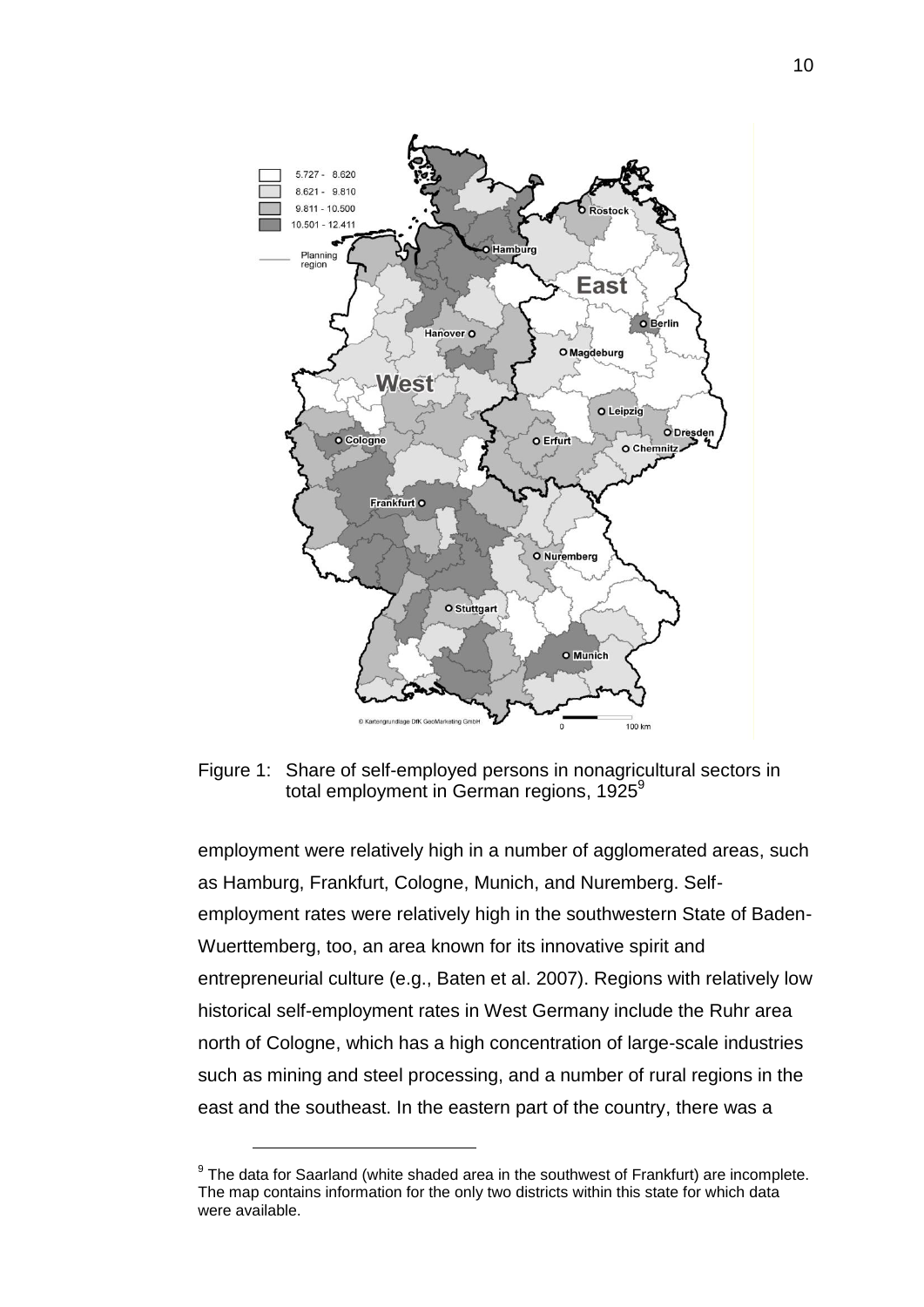5.727 - 8.620
8.621 - 9.810
9.811 - 10.500
10.501 - 12.411
Planning region

Rostock
Hamburg
East
Berlin
Hanover
Magdeburg
West
Leipzig
Dresden
Cologne
Erfurt
Chemnitz
Frankfurt
Nuremberg
Stuttgart
Munich

© Kartengrundlage DfK GeoMarketing GmbH
0 100 km

Figure 1: Share of self-employed persons in nonagricultural sectors in total employment in German regions, 1925[9]

employment were relatively high in a number of agglomerated areas, such as Hamburg, Frankfurt, Cologne, Munich, and Nuremberg. Self-employment rates were relatively high in the southwestern State of Baden-Wuerttemberg, too, an area known for its innovative spirit and entrepreneurial culture (e.g., Baten et al. 2007). Regions with relatively low historical self-employment rates in West Germany include the Ruhr area north of Cologne, which has a high concentration of large-scale industries such as mining and steel processing, and a number of rural regions in the east and the southeast. In the eastern part of the country, there was a

[9] The data for Saarland (white shaded area in the southwest of Frankfurt) are incomplete. The map contains information for the only two districts within this state for which data were available.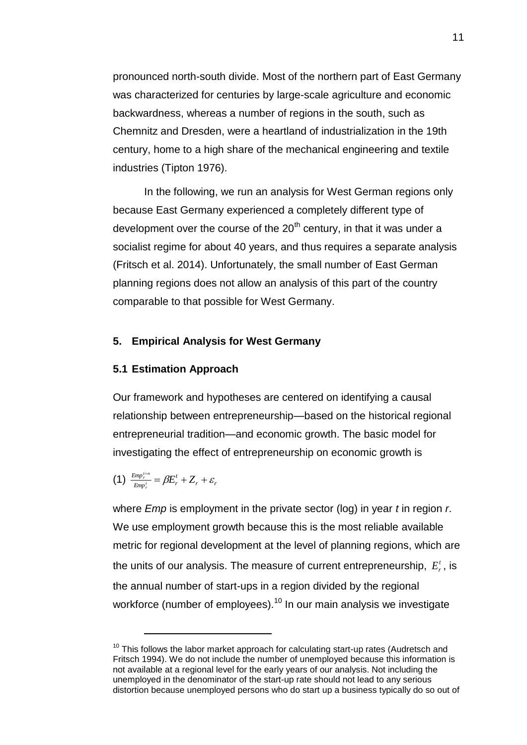pronounced north-south divide. Most of the northern part of East Germany was characterized for centuries by large-scale agriculture and economic backwardness, whereas a number of regions in the south, such as Chemnitz and Dresden, were a heartland of industrialization in the 19th century, home to a high share of the mechanical engineering and textile industries (Tipton 1976).

In the following, we run an analysis for West German regions only because East Germany experienced a completely different type of development over the course of the 20th century, in that it was under a socialist regime for about 40 years, and thus requires a separate analysis (Fritsch et al. 2014). Unfortunately, the small number of East German planning regions does not allow an analysis of this part of the country comparable to that possible for West Germany.

## 5. Empirical Analysis for West Germany

### 5.1 Estimation Approach

Our framework and hypotheses are centered on identifying a causal relationship between entrepreneurship—based on the historical regional entrepreneurial tradition—and economic growth. The basic model for investigating the effect of entrepreneurship on economic growth is

$$(1) \quad \frac{Emp_r^{t+n}}{Emp_r^t} = \beta E_r^t + Z_r + \varepsilon_r$$

where *Emp* is employment in the private sector (log) in year *t* in region *r*. We use employment growth because this is the most reliable available metric for regional development at the level of planning regions, which are the units of our analysis. The measure of current entrepreneurship, $E_r^t$, is the annual number of start-ups in a region divided by the regional workforce (number of employees).[10] In our main analysis we investigate

[10] This follows the labor market approach for calculating start-up rates (Audretsch and Fritsch 1994). We do not include the number of unemployed because this information is not available at a regional level for the early years of our analysis. Not including the unemployed in the denominator of the start-up rate should not lead to any serious distortion because unemployed persons who do start up a business typically do so out of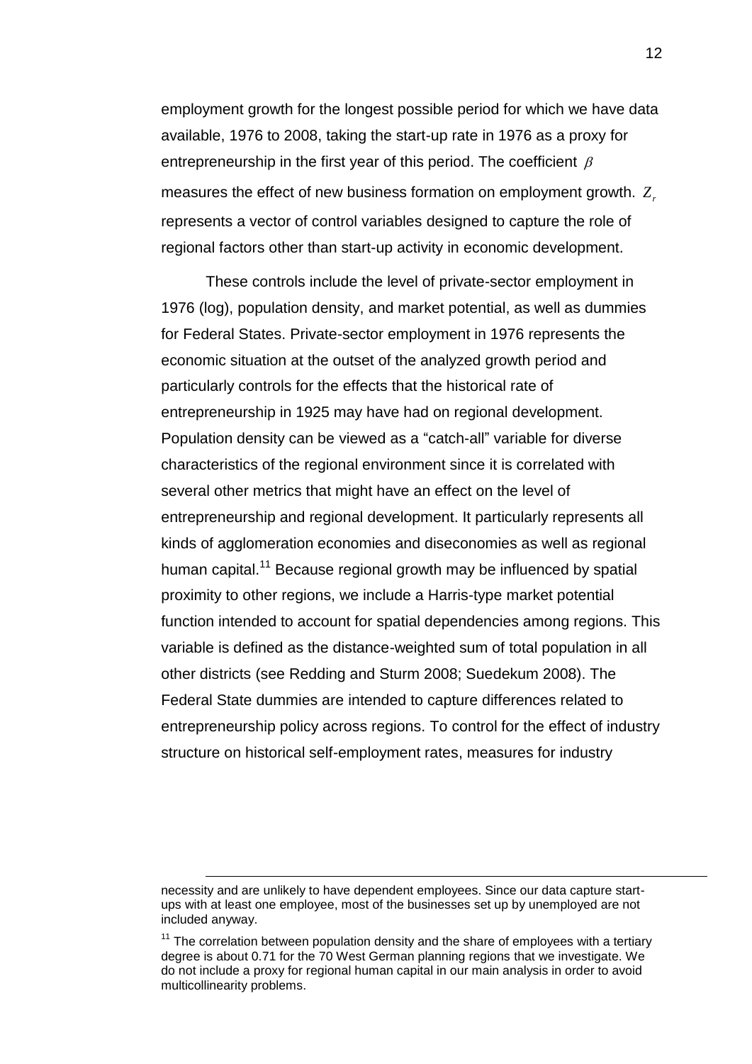employment growth for the longest possible period for which we have data available, 1976 to 2008, taking the start-up rate in 1976 as a proxy for entrepreneurship in the first year of this period. The coefficient $\beta$ measures the effect of new business formation on employment growth. $Z_r$ represents a vector of control variables designed to capture the role of regional factors other than start-up activity in economic development.

These controls include the level of private-sector employment in 1976 (log), population density, and market potential, as well as dummies for Federal States. Private-sector employment in 1976 represents the economic situation at the outset of the analyzed growth period and particularly controls for the effects that the historical rate of entrepreneurship in 1925 may have had on regional development. Population density can be viewed as a "catch-all" variable for diverse characteristics of the regional environment since it is correlated with several other metrics that might have an effect on the level of entrepreneurship and regional development. It particularly represents all kinds of agglomeration economies and diseconomies as well as regional human capital.[11] Because regional growth may be influenced by spatial proximity to other regions, we include a Harris-type market potential function intended to account for spatial dependencies among regions. This variable is defined as the distance-weighted sum of total population in all other districts (see Redding and Sturm 2008; Suedekum 2008). The Federal State dummies are intended to capture differences related to entrepreneurship policy across regions. To control for the effect of industry structure on historical self-employment rates, measures for industry

---

necessity and are unlikely to have dependent employees. Since our data capture start-ups with at least one employee, most of the businesses set up by unemployed are not included anyway.

[11] The correlation between population density and the share of employees with a tertiary degree is about 0.71 for the 70 West German planning regions that we investigate. We do not include a proxy for regional human capital in our main analysis in order to avoid multicollinearity problems.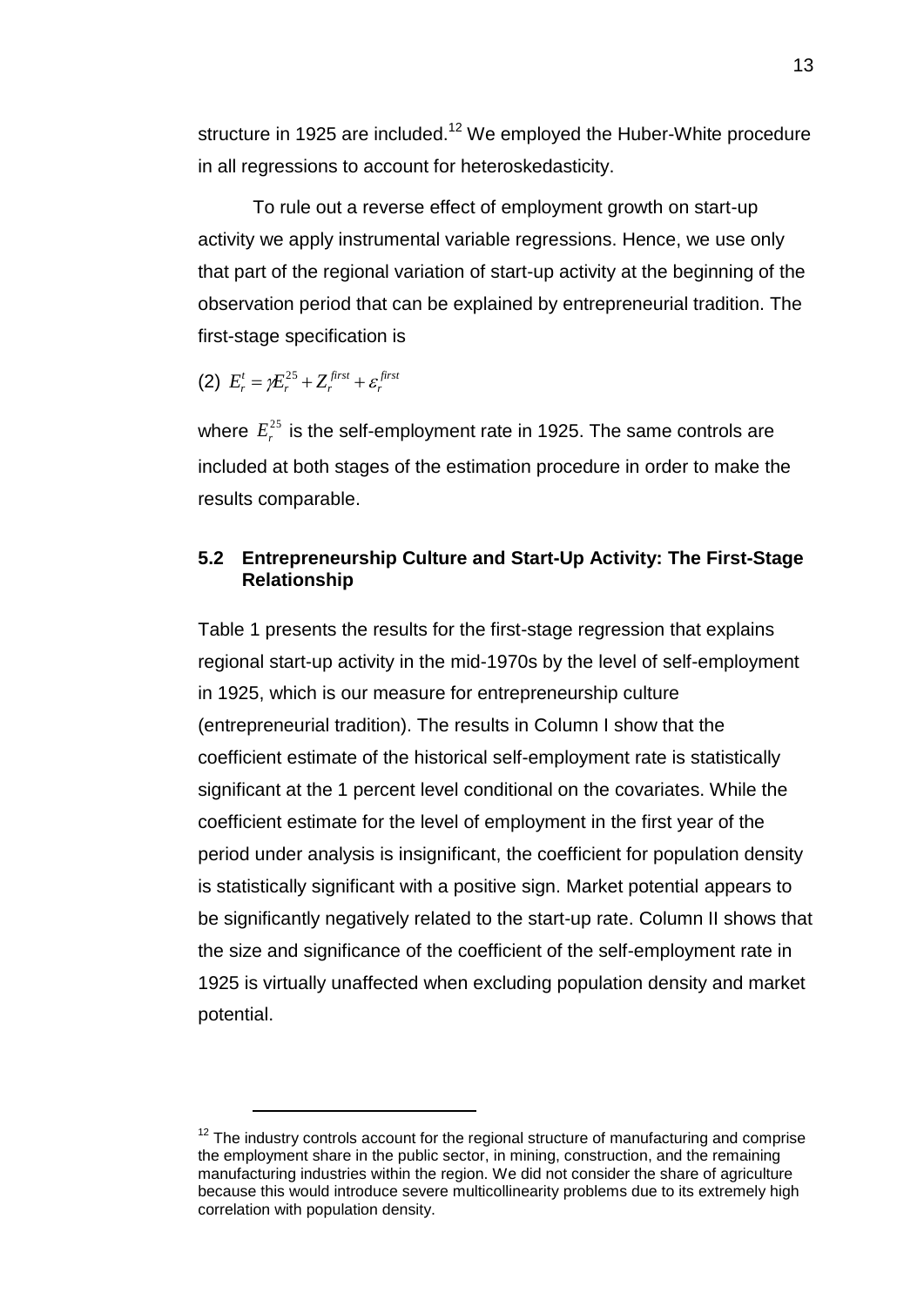structure in 1925 are included.[12] We employed the Huber-White procedure in all regressions to account for heteroskedasticity.

To rule out a reverse effect of employment growth on start-up activity we apply instrumental variable regressions. Hence, we use only that part of the regional variation of start-up activity at the beginning of the observation period that can be explained by entrepreneurial tradition. The first-stage specification is

$$(2)\ E_r^t = \gamma E_r^{25} + Z_r^{first} + \varepsilon_r^{first}$$

where $E_r^{25}$ is the self-employment rate in 1925. The same controls are included at both stages of the estimation procedure in order to make the results comparable.

### 5.2 Entrepreneurship Culture and Start-Up Activity: The First-Stage Relationship

Table 1 presents the results for the first-stage regression that explains regional start-up activity in the mid-1970s by the level of self-employment in 1925, which is our measure for entrepreneurship culture (entrepreneurial tradition). The results in Column I show that the coefficient estimate of the historical self-employment rate is statistically significant at the 1 percent level conditional on the covariates. While the coefficient estimate for the level of employment in the first year of the period under analysis is insignificant, the coefficient for population density is statistically significant with a positive sign. Market potential appears to be significantly negatively related to the start-up rate. Column II shows that the size and significance of the coefficient of the self-employment rate in 1925 is virtually unaffected when excluding population density and market potential.

---

[12] The industry controls account for the regional structure of manufacturing and comprise the employment share in the public sector, in mining, construction, and the remaining manufacturing industries within the region. We did not consider the share of agriculture because this would introduce severe multicollinearity problems due to its extremely high correlation with population density.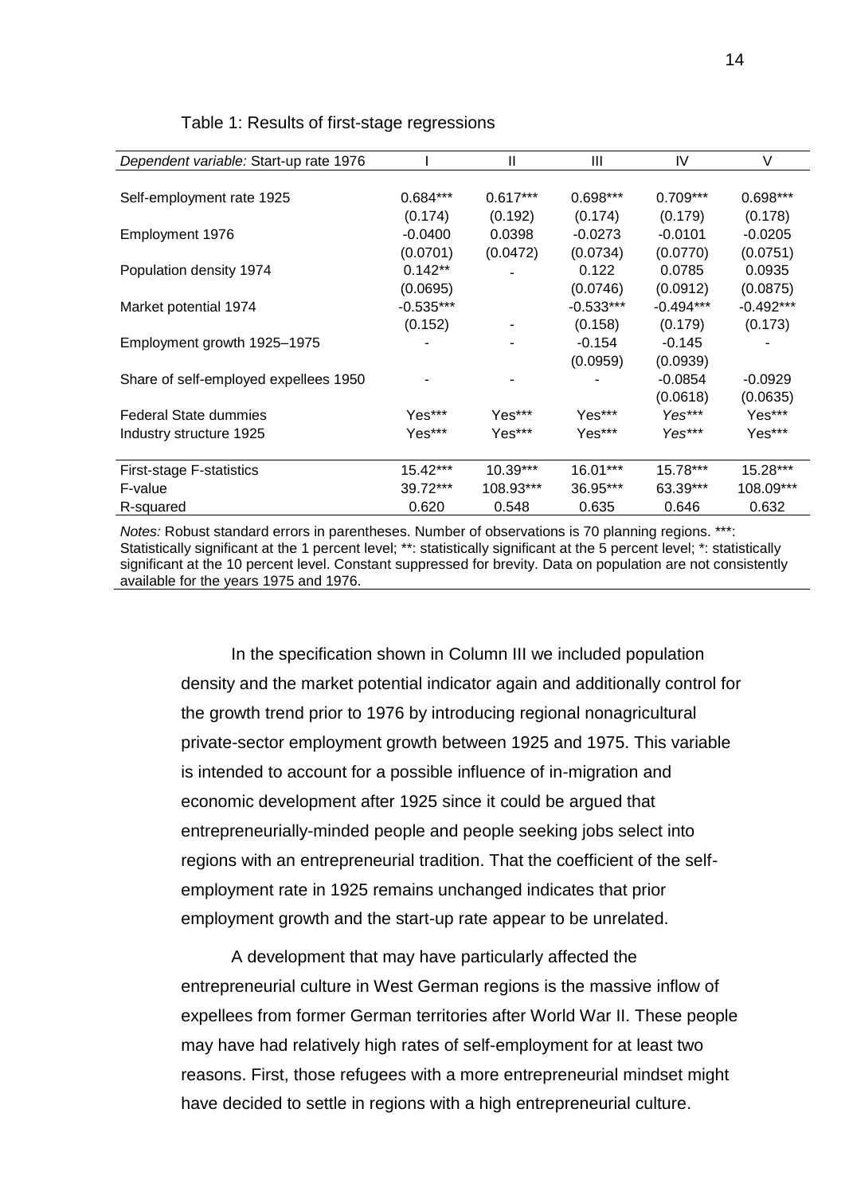Table 1: Results of first-stage regressions

| *Dependent variable:* Start-up rate 1976 | I | II | III | IV | V |
|---|---|---|---|---|---|
| Self-employment rate 1925 | 0.684*** | 0.617*** | 0.698*** | 0.709*** | 0.698*** |
| | (0.174) | (0.192) | (0.174) | (0.179) | (0.178) |
| Employment 1976 | -0.0400 | 0.0398 | -0.0273 | -0.0101 | -0.0205 |
| | (0.0701) | (0.0472) | (0.0734) | (0.0770) | (0.0751) |
| Population density 1974 | 0.142** | - | 0.122 | 0.0785 | 0.0935 |
| | (0.0695) | | (0.0746) | (0.0912) | (0.0875) |
| Market potential 1974 | -0.535*** | | -0.533*** | -0.494*** | -0.492*** |
| | (0.152) | - | (0.158) | (0.179) | (0.173) |
| Employment growth 1925–1975 | - | - | -0.154 | -0.145 | - |
| | | | (0.0959) | (0.0939) | |
| Share of self-employed expellees 1950 | - | - | - | -0.0854 | -0.0929 |
| | | | | (0.0618) | (0.0635) |
| Federal State dummies | Yes*** | Yes*** | Yes*** | Yes*** | Yes*** |
| Industry structure 1925 | Yes*** | Yes*** | Yes*** | Yes*** | Yes*** |
| First-stage F-statistics | 15.42*** | 10.39*** | 16.01*** | 15.78*** | 15.28*** |
| F-value | 39.72*** | 108.93*** | 36.95*** | 63.39*** | 108.09*** |
| R-squared | 0.620 | 0.548 | 0.635 | 0.646 | 0.632 |

*Notes:* Robust standard errors in parentheses. Number of observations is 70 planning regions. ***: Statistically significant at the 1 percent level; **: statistically significant at the 5 percent level; *: statistically significant at the 10 percent level. Constant suppressed for brevity. Data on population are not consistently available for the years 1975 and 1976.

In the specification shown in Column III we included population density and the market potential indicator again and additionally control for the growth trend prior to 1976 by introducing regional nonagricultural private-sector employment growth between 1925 and 1975. This variable is intended to account for a possible influence of in-migration and economic development after 1925 since it could be argued that entrepreneurially-minded people and people seeking jobs select into regions with an entrepreneurial tradition. That the coefficient of the self-employment rate in 1925 remains unchanged indicates that prior employment growth and the start-up rate appear to be unrelated.

A development that may have particularly affected the entrepreneurial culture in West German regions is the massive inflow of expellees from former German territories after World War II. These people may have had relatively high rates of self-employment for at least two reasons. First, those refugees with a more entrepreneurial mindset might have decided to settle in regions with a high entrepreneurial culture.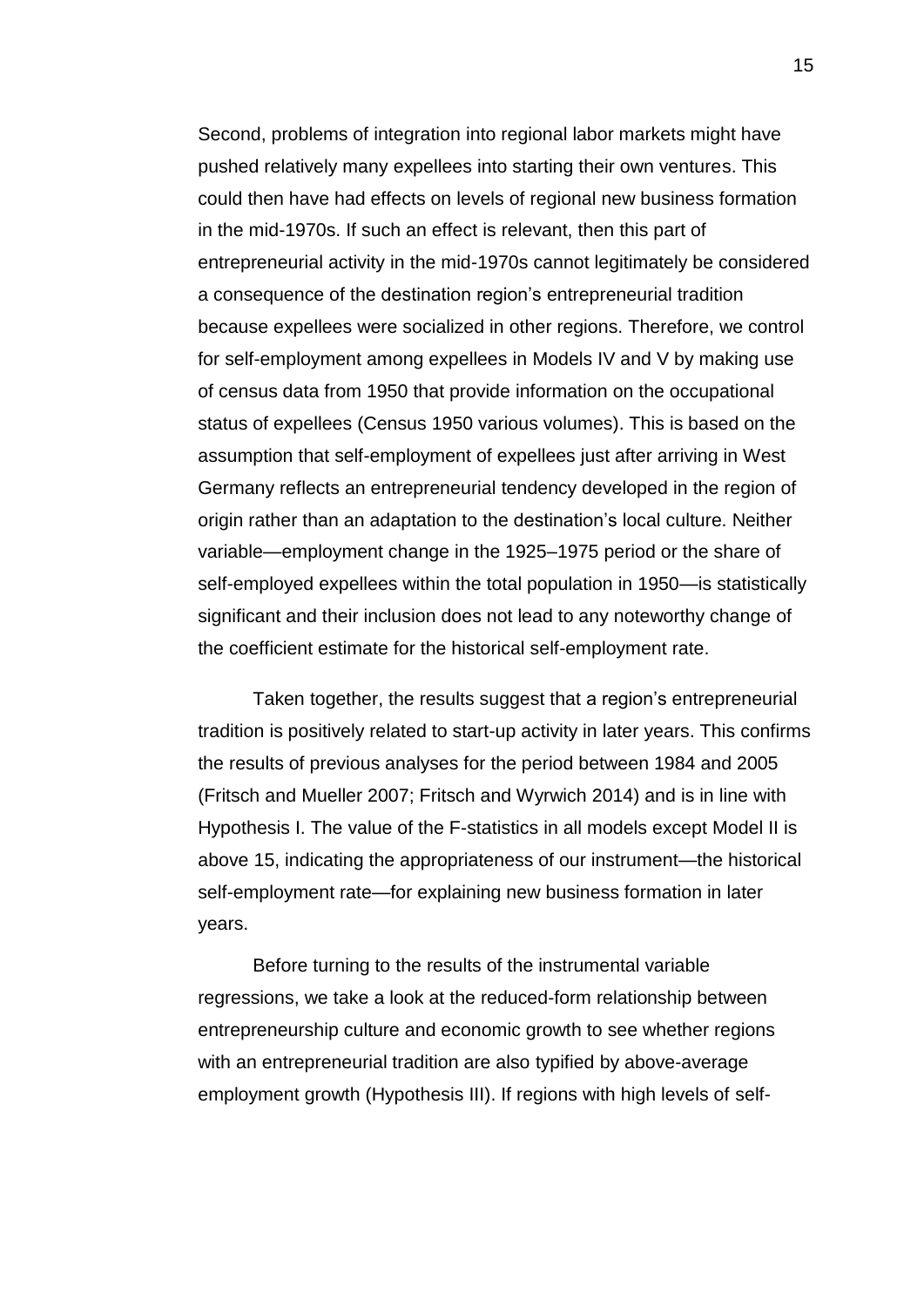Second, problems of integration into regional labor markets might have pushed relatively many expellees into starting their own ventures. This could then have had effects on levels of regional new business formation in the mid-1970s. If such an effect is relevant, then this part of entrepreneurial activity in the mid-1970s cannot legitimately be considered a consequence of the destination region's entrepreneurial tradition because expellees were socialized in other regions. Therefore, we control for self-employment among expellees in Models IV and V by making use of census data from 1950 that provide information on the occupational status of expellees (Census 1950 various volumes). This is based on the assumption that self-employment of expellees just after arriving in West Germany reflects an entrepreneurial tendency developed in the region of origin rather than an adaptation to the destination's local culture. Neither variable—employment change in the 1925–1975 period or the share of self-employed expellees within the total population in 1950—is statistically significant and their inclusion does not lead to any noteworthy change of the coefficient estimate for the historical self-employment rate.

Taken together, the results suggest that a region's entrepreneurial tradition is positively related to start-up activity in later years. This confirms the results of previous analyses for the period between 1984 and 2005 (Fritsch and Mueller 2007; Fritsch and Wyrwich 2014) and is in line with Hypothesis I. The value of the F-statistics in all models except Model II is above 15, indicating the appropriateness of our instrument—the historical self-employment rate—for explaining new business formation in later years.

Before turning to the results of the instrumental variable regressions, we take a look at the reduced-form relationship between entrepreneurship culture and economic growth to see whether regions with an entrepreneurial tradition are also typified by above-average employment growth (Hypothesis III). If regions with high levels of self-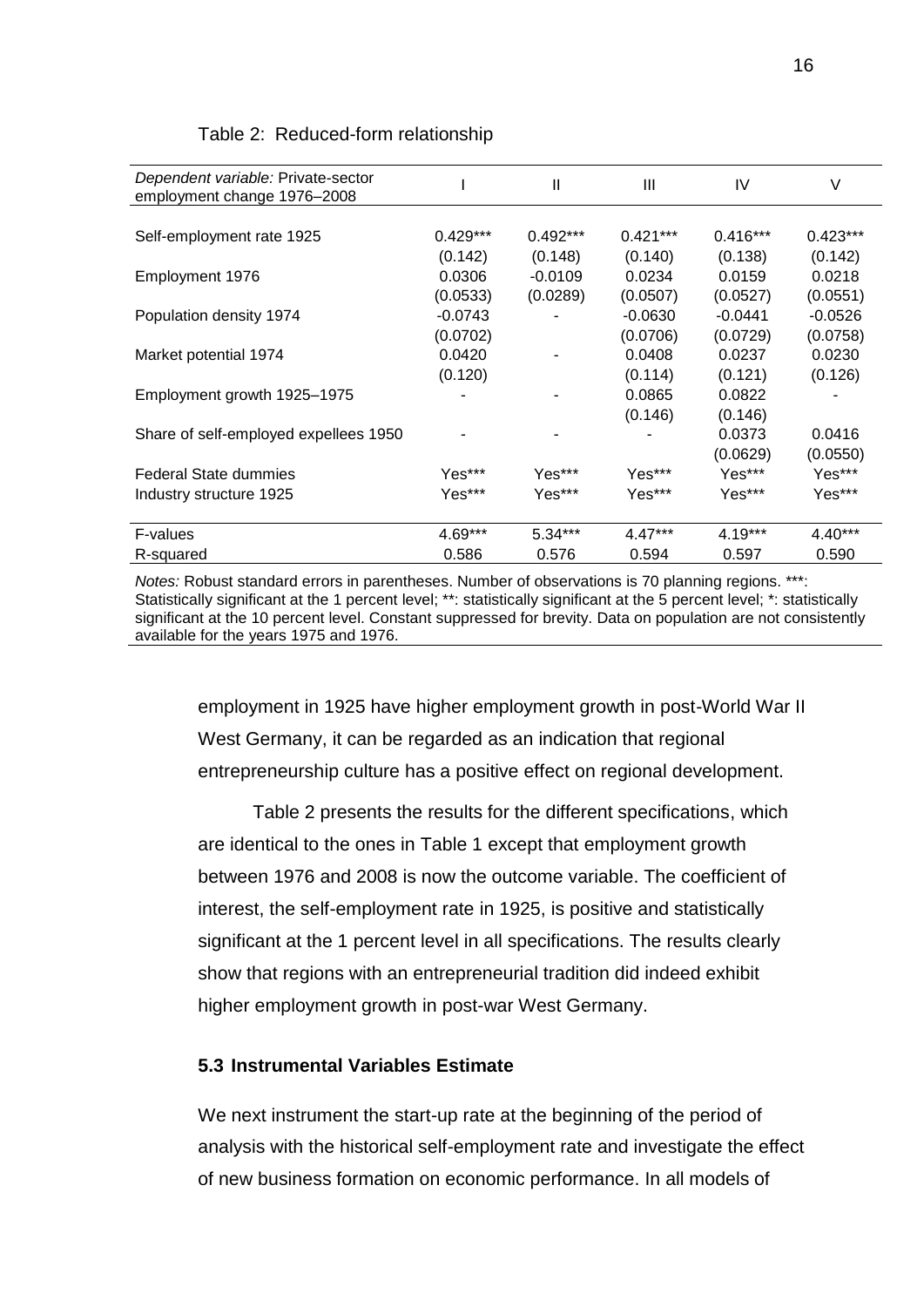Table 2: Reduced-form relationship

| *Dependent variable:* Private-sector employment change 1976–2008 | I | II | III | IV | V |
|---|---|---|---|---|---|
| Self-employment rate 1925 | 0.429*** | 0.492*** | 0.421*** | 0.416*** | 0.423*** |
| | (0.142) | (0.148) | (0.140) | (0.138) | (0.142) |
| Employment 1976 | 0.0306 | -0.0109 | 0.0234 | 0.0159 | 0.0218 |
| | (0.0533) | (0.0289) | (0.0507) | (0.0527) | (0.0551) |
| Population density 1974 | -0.0743 | - | -0.0630 | -0.0441 | -0.0526 |
| | (0.0702) | | (0.0706) | (0.0729) | (0.0758) |
| Market potential 1974 | 0.0420 | - | 0.0408 | 0.0237 | 0.0230 |
| | (0.120) | | (0.114) | (0.121) | (0.126) |
| Employment growth 1925–1975 | - | - | 0.0865 | 0.0822 | - |
| | | | (0.146) | (0.146) | |
| Share of self-employed expellees 1950 | - | - | - | 0.0373 | 0.0416 |
| | | | | (0.0629) | (0.0550) |
| Federal State dummies | Yes*** | Yes*** | Yes*** | Yes*** | Yes*** |
| Industry structure 1925 | Yes*** | Yes*** | Yes*** | Yes*** | Yes*** |
| F-values | 4.69*** | 5.34*** | 4.47*** | 4.19*** | 4.40*** |
| R-squared | 0.586 | 0.576 | 0.594 | 0.597 | 0.590 |

*Notes:* Robust standard errors in parentheses. Number of observations is 70 planning regions. ***: Statistically significant at the 1 percent level; **: statistically significant at the 5 percent level; *: statistically significant at the 10 percent level. Constant suppressed for brevity. Data on population are not consistently available for the years 1975 and 1976.

employment in 1925 have higher employment growth in post-World War II West Germany, it can be regarded as an indication that regional entrepreneurship culture has a positive effect on regional development.

Table 2 presents the results for the different specifications, which are identical to the ones in Table 1 except that employment growth between 1976 and 2008 is now the outcome variable. The coefficient of interest, the self-employment rate in 1925, is positive and statistically significant at the 1 percent level in all specifications. The results clearly show that regions with an entrepreneurial tradition did indeed exhibit higher employment growth in post-war West Germany.

### 5.3 Instrumental Variables Estimate

We next instrument the start-up rate at the beginning of the period of analysis with the historical self-employment rate and investigate the effect of new business formation on economic performance. In all models of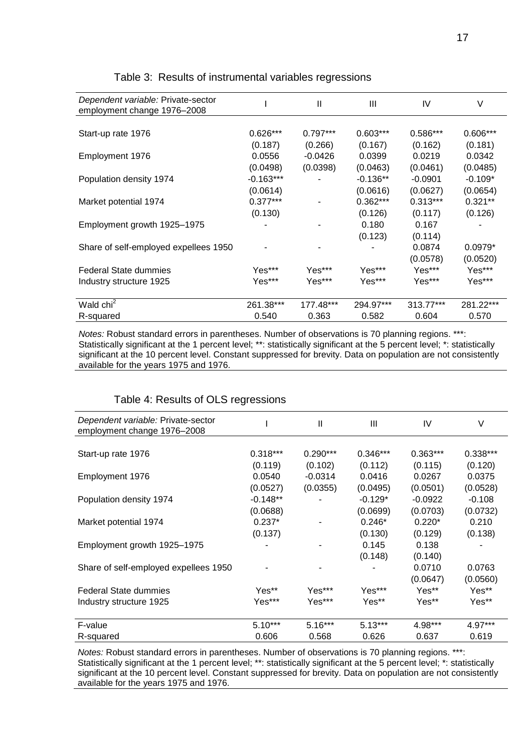Table 3: Results of instrumental variables regressions

| *Dependent variable:* Private-sector employment change 1976–2008 | I | II | III | IV | V |
|---|---|---|---|---|---|
| Start-up rate 1976 | 0.626*** | 0.797*** | 0.603*** | 0.586*** | 0.606*** |
| | (0.187) | (0.266) | (0.167) | (0.162) | (0.181) |
| Employment 1976 | 0.0556 | -0.0426 | 0.0399 | 0.0219 | 0.0342 |
| | (0.0498) | (0.0398) | (0.0463) | (0.0461) | (0.0485) |
| Population density 1974 | -0.163*** | - | -0.136** | -0.0901 | -0.109* |
| | (0.0614) | | (0.0616) | (0.0627) | (0.0654) |
| Market potential 1974 | 0.377*** | - | 0.362*** | 0.313*** | 0.321** |
| | (0.130) | | (0.126) | (0.117) | (0.126) |
| Employment growth 1925–1975 | - | - | 0.180 | 0.167 | - |
| | | | (0.123) | (0.114) | |
| Share of self-employed expellees 1950 | - | - | - | 0.0874 | 0.0979* |
| | | | | (0.0578) | (0.0520) |
| Federal State dummies | Yes*** | Yes*** | Yes*** | Yes*** | Yes*** |
| Industry structure 1925 | Yes*** | Yes*** | Yes*** | Yes*** | Yes*** |
| Wald $chi^2$ | 261.38*** | 177.48*** | 294.97*** | 313.77*** | 281.22*** |
| R-squared | 0.540 | 0.363 | 0.582 | 0.604 | 0.570 |

*Notes:* Robust standard errors in parentheses. Number of observations is 70 planning regions. ***: Statistically significant at the 1 percent level; **: statistically significant at the 5 percent level; *: statistically significant at the 10 percent level. Constant suppressed for brevity. Data on population are not consistently available for the years 1975 and 1976.

Table 4: Results of OLS regressions

| *Dependent variable:* Private-sector employment change 1976–2008 | I | II | III | IV | V |
|---|---|---|---|---|---|
| Start-up rate 1976 | 0.318*** | 0.290*** | 0.346*** | 0.363*** | 0.338*** |
| | (0.119) | (0.102) | (0.112) | (0.115) | (0.120) |
| Employment 1976 | 0.0540 | -0.0314 | 0.0416 | 0.0267 | 0.0375 |
| | (0.0527) | (0.0355) | (0.0495) | (0.0501) | (0.0528) |
| Population density 1974 | -0.148** | - | -0.129* | -0.0922 | -0.108 |
| | (0.0688) | | (0.0699) | (0.0703) | (0.0732) |
| Market potential 1974 | 0.237* | - | 0.246* | 0.220* | 0.210 |
| | (0.137) | | (0.130) | (0.129) | (0.138) |
| Employment growth 1925–1975 | - | - | 0.145 | 0.138 | - |
| | | | (0.148) | (0.140) | |
| Share of self-employed expellees 1950 | - | - | - | 0.0710 | 0.0763 |
| | | | | (0.0647) | (0.0560) |
| Federal State dummies | Yes** | Yes*** | Yes*** | Yes** | Yes** |
| Industry structure 1925 | Yes*** | Yes*** | Yes** | Yes** | Yes** |
| F-value | 5.10*** | 5.16*** | 5.13*** | 4.98*** | 4.97*** |
| R-squared | 0.606 | 0.568 | 0.626 | 0.637 | 0.619 |

*Notes:* Robust standard errors in parentheses. Number of observations is 70 planning regions. ***: Statistically significant at the 1 percent level; **: statistically significant at the 5 percent level; *: statistically significant at the 10 percent level. Constant suppressed for brevity. Data on population are not consistently available for the years 1975 and 1976.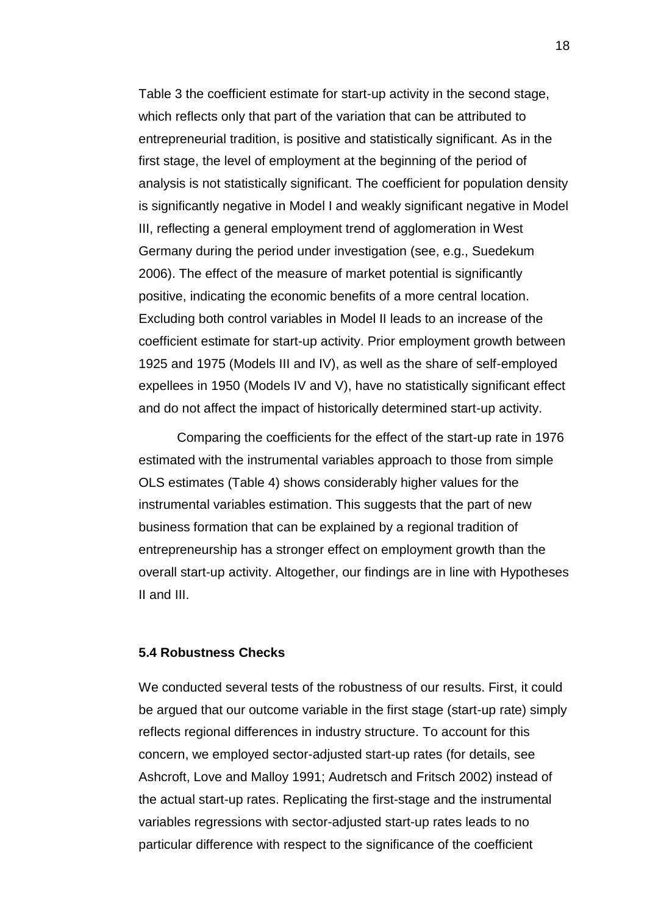Table 3 the coefficient estimate for start-up activity in the second stage, which reflects only that part of the variation that can be attributed to entrepreneurial tradition, is positive and statistically significant. As in the first stage, the level of employment at the beginning of the period of analysis is not statistically significant. The coefficient for population density is significantly negative in Model I and weakly significant negative in Model III, reflecting a general employment trend of agglomeration in West Germany during the period under investigation (see, e.g., Suedekum 2006). The effect of the measure of market potential is significantly positive, indicating the economic benefits of a more central location. Excluding both control variables in Model II leads to an increase of the coefficient estimate for start-up activity. Prior employment growth between 1925 and 1975 (Models III and IV), as well as the share of self-employed expellees in 1950 (Models IV and V), have no statistically significant effect and do not affect the impact of historically determined start-up activity.

Comparing the coefficients for the effect of the start-up rate in 1976 estimated with the instrumental variables approach to those from simple OLS estimates (Table 4) shows considerably higher values for the instrumental variables estimation. This suggests that the part of new business formation that can be explained by a regional tradition of entrepreneurship has a stronger effect on employment growth than the overall start-up activity. Altogether, our findings are in line with Hypotheses II and III.

### 5.4 Robustness Checks

We conducted several tests of the robustness of our results. First, it could be argued that our outcome variable in the first stage (start-up rate) simply reflects regional differences in industry structure. To account for this concern, we employed sector-adjusted start-up rates (for details, see Ashcroft, Love and Malloy 1991; Audretsch and Fritsch 2002) instead of the actual start-up rates. Replicating the first-stage and the instrumental variables regressions with sector-adjusted start-up rates leads to no particular difference with respect to the significance of the coefficient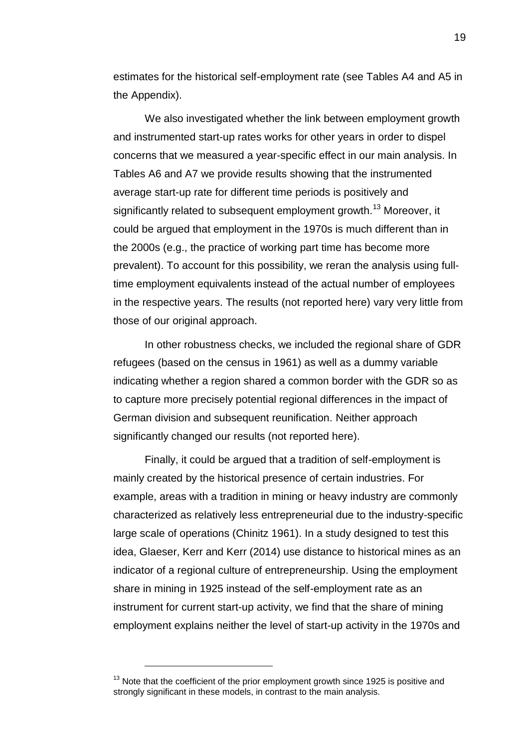estimates for the historical self-employment rate (see Tables A4 and A5 in the Appendix).

We also investigated whether the link between employment growth and instrumented start-up rates works for other years in order to dispel concerns that we measured a year-specific effect in our main analysis. In Tables A6 and A7 we provide results showing that the instrumented average start-up rate for different time periods is positively and significantly related to subsequent employment growth.[13] Moreover, it could be argued that employment in the 1970s is much different than in the 2000s (e.g., the practice of working part time has become more prevalent). To account for this possibility, we reran the analysis using full-time employment equivalents instead of the actual number of employees in the respective years. The results (not reported here) vary very little from those of our original approach.

In other robustness checks, we included the regional share of GDR refugees (based on the census in 1961) as well as a dummy variable indicating whether a region shared a common border with the GDR so as to capture more precisely potential regional differences in the impact of German division and subsequent reunification. Neither approach significantly changed our results (not reported here).

Finally, it could be argued that a tradition of self-employment is mainly created by the historical presence of certain industries. For example, areas with a tradition in mining or heavy industry are commonly characterized as relatively less entrepreneurial due to the industry-specific large scale of operations (Chinitz 1961). In a study designed to test this idea, Glaeser, Kerr and Kerr (2014) use distance to historical mines as an indicator of a regional culture of entrepreneurship. Using the employment share in mining in 1925 instead of the self-employment rate as an instrument for current start-up activity, we find that the share of mining employment explains neither the level of start-up activity in the 1970s and

[13] Note that the coefficient of the prior employment growth since 1925 is positive and strongly significant in these models, in contrast to the main analysis.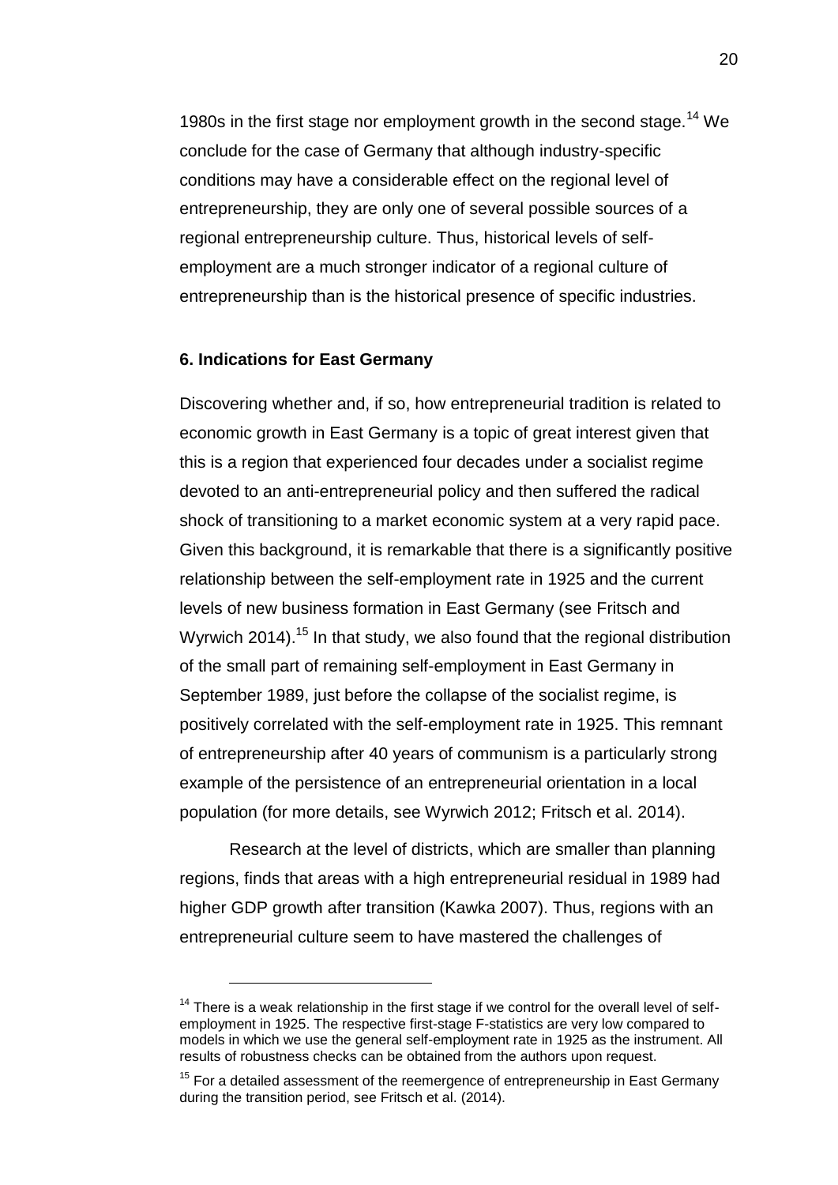1980s in the first stage nor employment growth in the second stage.[14] We conclude for the case of Germany that although industry-specific conditions may have a considerable effect on the regional level of entrepreneurship, they are only one of several possible sources of a regional entrepreneurship culture. Thus, historical levels of self-employment are a much stronger indicator of a regional culture of entrepreneurship than is the historical presence of specific industries.

## 6. Indications for East Germany

Discovering whether and, if so, how entrepreneurial tradition is related to economic growth in East Germany is a topic of great interest given that this is a region that experienced four decades under a socialist regime devoted to an anti-entrepreneurial policy and then suffered the radical shock of transitioning to a market economic system at a very rapid pace. Given this background, it is remarkable that there is a significantly positive relationship between the self-employment rate in 1925 and the current levels of new business formation in East Germany (see Fritsch and Wyrwich 2014).[15] In that study, we also found that the regional distribution of the small part of remaining self-employment in East Germany in September 1989, just before the collapse of the socialist regime, is positively correlated with the self-employment rate in 1925. This remnant of entrepreneurship after 40 years of communism is a particularly strong example of the persistence of an entrepreneurial orientation in a local population (for more details, see Wyrwich 2012; Fritsch et al. 2014).

Research at the level of districts, which are smaller than planning regions, finds that areas with a high entrepreneurial residual in 1989 had higher GDP growth after transition (Kawka 2007). Thus, regions with an entrepreneurial culture seem to have mastered the challenges of

---

[14] There is a weak relationship in the first stage if we control for the overall level of self-employment in 1925. The respective first-stage F-statistics are very low compared to models in which we use the general self-employment rate in 1925 as the instrument. All results of robustness checks can be obtained from the authors upon request.

[15] For a detailed assessment of the reemergence of entrepreneurship in East Germany during the transition period, see Fritsch et al. (2014).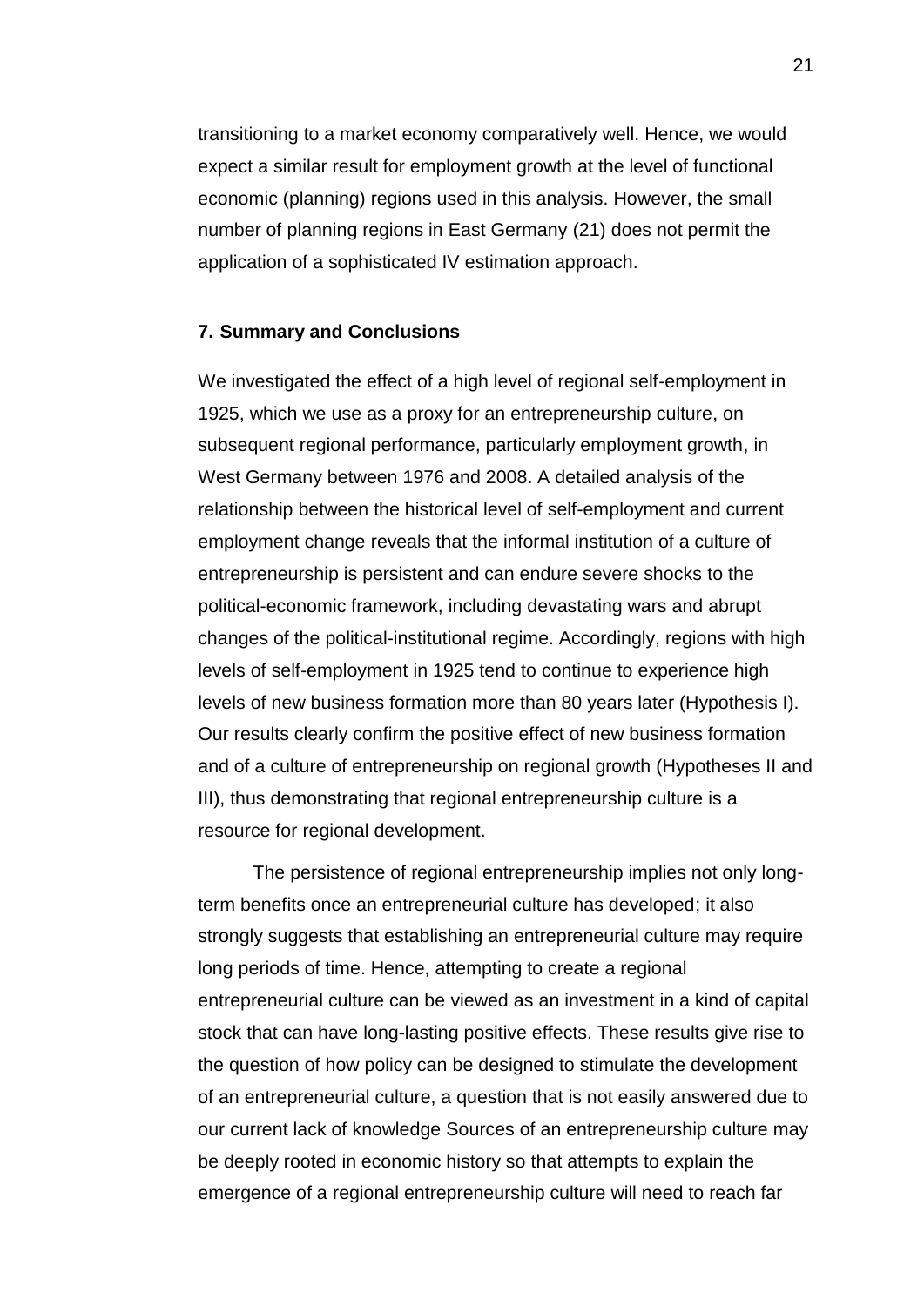transitioning to a market economy comparatively well. Hence, we would expect a similar result for employment growth at the level of functional economic (planning) regions used in this analysis. However, the small number of planning regions in East Germany (21) does not permit the application of a sophisticated IV estimation approach.

## 7. Summary and Conclusions

We investigated the effect of a high level of regional self-employment in 1925, which we use as a proxy for an entrepreneurship culture, on subsequent regional performance, particularly employment growth, in West Germany between 1976 and 2008. A detailed analysis of the relationship between the historical level of self-employment and current employment change reveals that the informal institution of a culture of entrepreneurship is persistent and can endure severe shocks to the political-economic framework, including devastating wars and abrupt changes of the political-institutional regime. Accordingly, regions with high levels of self-employment in 1925 tend to continue to experience high levels of new business formation more than 80 years later (Hypothesis I). Our results clearly confirm the positive effect of new business formation and of a culture of entrepreneurship on regional growth (Hypotheses II and III), thus demonstrating that regional entrepreneurship culture is a resource for regional development.

The persistence of regional entrepreneurship implies not only long-term benefits once an entrepreneurial culture has developed; it also strongly suggests that establishing an entrepreneurial culture may require long periods of time. Hence, attempting to create a regional entrepreneurial culture can be viewed as an investment in a kind of capital stock that can have long-lasting positive effects. These results give rise to the question of how policy can be designed to stimulate the development of an entrepreneurial culture, a question that is not easily answered due to our current lack of knowledge Sources of an entrepreneurship culture may be deeply rooted in economic history so that attempts to explain the emergence of a regional entrepreneurship culture will need to reach far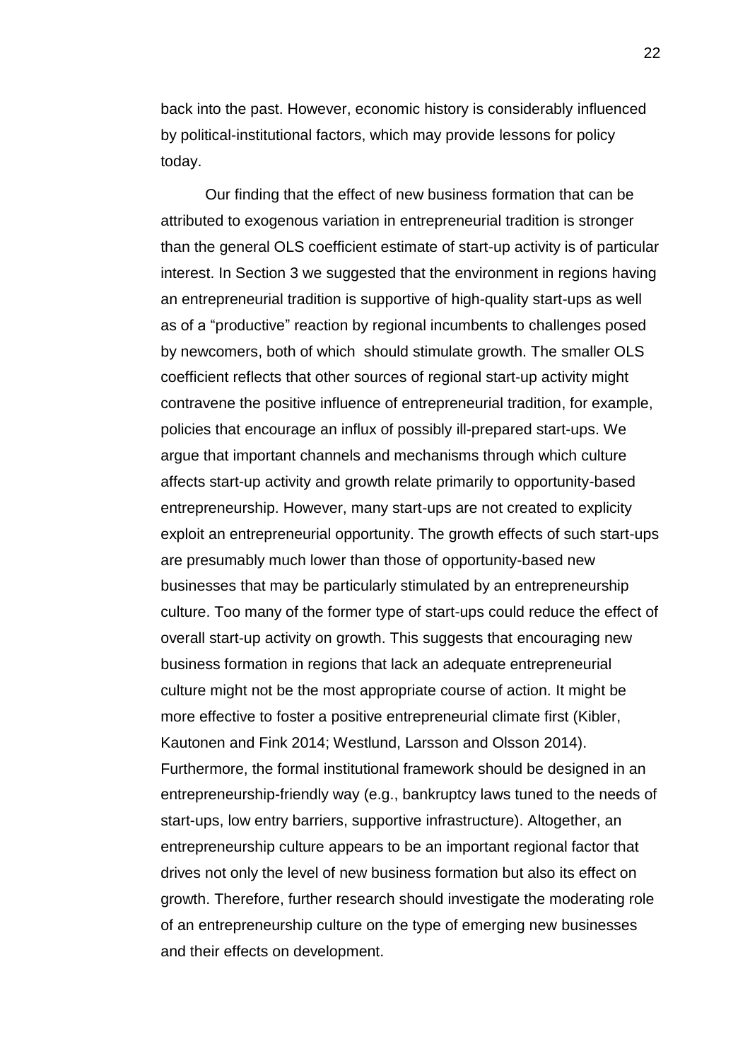back into the past. However, economic history is considerably influenced by political-institutional factors, which may provide lessons for policy today.

Our finding that the effect of new business formation that can be attributed to exogenous variation in entrepreneurial tradition is stronger than the general OLS coefficient estimate of start-up activity is of particular interest. In Section 3 we suggested that the environment in regions having an entrepreneurial tradition is supportive of high-quality start-ups as well as of a "productive" reaction by regional incumbents to challenges posed by newcomers, both of which should stimulate growth. The smaller OLS coefficient reflects that other sources of regional start-up activity might contravene the positive influence of entrepreneurial tradition, for example, policies that encourage an influx of possibly ill-prepared start-ups. We argue that important channels and mechanisms through which culture affects start-up activity and growth relate primarily to opportunity-based entrepreneurship. However, many start-ups are not created to explicity exploit an entrepreneurial opportunity. The growth effects of such start-ups are presumably much lower than those of opportunity-based new businesses that may be particularly stimulated by an entrepreneurship culture. Too many of the former type of start-ups could reduce the effect of overall start-up activity on growth. This suggests that encouraging new business formation in regions that lack an adequate entrepreneurial culture might not be the most appropriate course of action. It might be more effective to foster a positive entrepreneurial climate first (Kibler, Kautonen and Fink 2014; Westlund, Larsson and Olsson 2014). Furthermore, the formal institutional framework should be designed in an entrepreneurship-friendly way (e.g., bankruptcy laws tuned to the needs of start-ups, low entry barriers, supportive infrastructure). Altogether, an entrepreneurship culture appears to be an important regional factor that drives not only the level of new business formation but also its effect on growth. Therefore, further research should investigate the moderating role of an entrepreneurship culture on the type of emerging new businesses and their effects on development.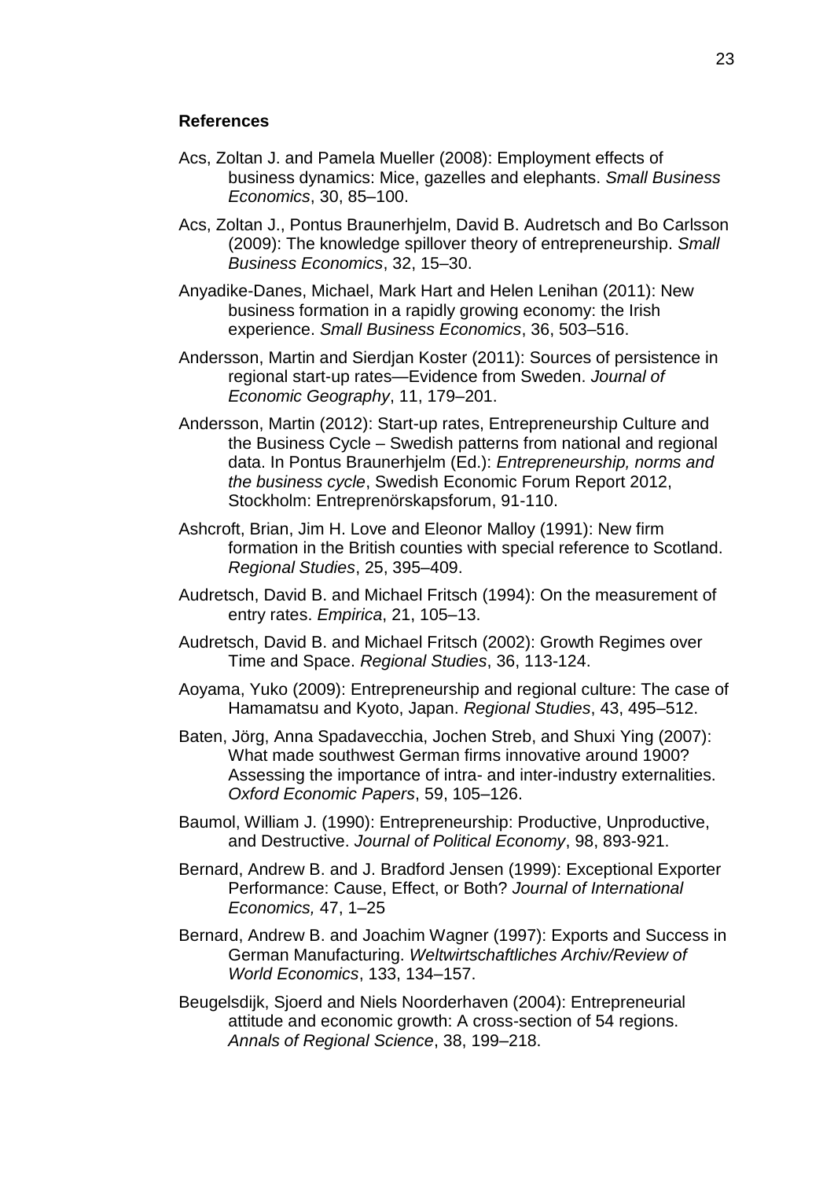## References

Acs, Zoltan J. and Pamela Mueller (2008): Employment effects of business dynamics: Mice, gazelles and elephants. *Small Business Economics*, 30, 85–100.

Acs, Zoltan J., Pontus Braunerhjelm, David B. Audretsch and Bo Carlsson (2009): The knowledge spillover theory of entrepreneurship. *Small Business Economics*, 32, 15–30.

Anyadike-Danes, Michael, Mark Hart and Helen Lenihan (2011): New business formation in a rapidly growing economy: the Irish experience. *Small Business Economics*, 36, 503–516.

Andersson, Martin and Sierdjan Koster (2011): Sources of persistence in regional start-up rates—Evidence from Sweden. *Journal of Economic Geography*, 11, 179–201.

Andersson, Martin (2012): Start-up rates, Entrepreneurship Culture and the Business Cycle – Swedish patterns from national and regional data. In Pontus Braunerhjelm (Ed.): *Entrepreneurship, norms and the business cycle*, Swedish Economic Forum Report 2012, Stockholm: Entreprenörskapsforum, 91-110.

Ashcroft, Brian, Jim H. Love and Eleonor Malloy (1991): New firm formation in the British counties with special reference to Scotland. *Regional Studies*, 25, 395–409.

Audretsch, David B. and Michael Fritsch (1994): On the measurement of entry rates. *Empirica*, 21, 105–13.

Audretsch, David B. and Michael Fritsch (2002): Growth Regimes over Time and Space. *Regional Studies*, 36, 113-124.

Aoyama, Yuko (2009): Entrepreneurship and regional culture: The case of Hamamatsu and Kyoto, Japan. *Regional Studies*, 43, 495–512.

Baten, Jörg, Anna Spadavecchia, Jochen Streb, and Shuxi Ying (2007): What made southwest German firms innovative around 1900? Assessing the importance of intra- and inter-industry externalities. *Oxford Economic Papers*, 59, 105–126.

Baumol, William J. (1990): Entrepreneurship: Productive, Unproductive, and Destructive. *Journal of Political Economy*, 98, 893-921.

Bernard, Andrew B. and J. Bradford Jensen (1999): Exceptional Exporter Performance: Cause, Effect, or Both? *Journal of International Economics,* 47, 1–25

Bernard, Andrew B. and Joachim Wagner (1997): Exports and Success in German Manufacturing. *Weltwirtschaftliches Archiv/Review of World Economics*, 133, 134–157.

Beugelsdijk, Sjoerd and Niels Noorderhaven (2004): Entrepreneurial attitude and economic growth: A cross-section of 54 regions. *Annals of Regional Science*, 38, 199–218.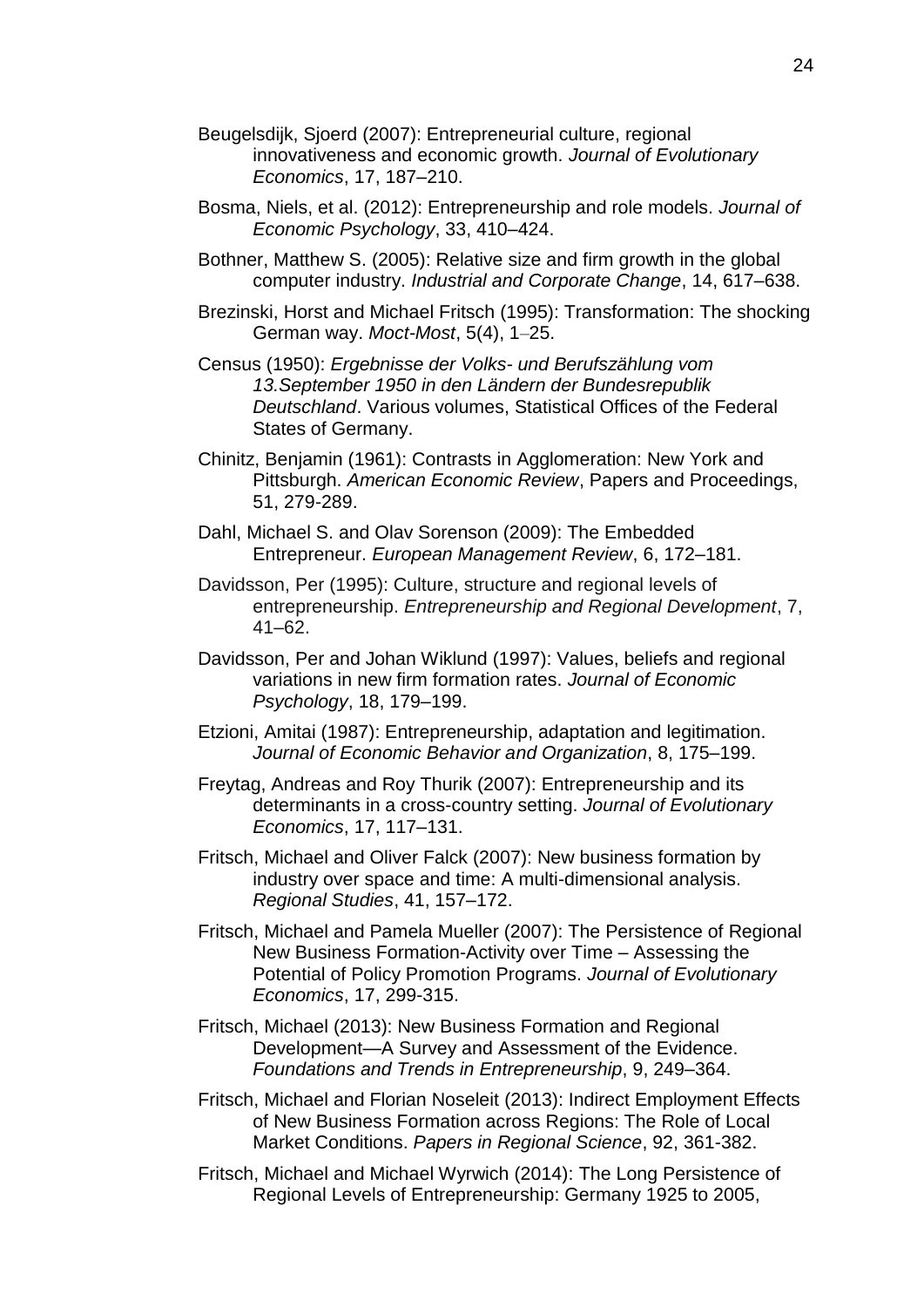Beugelsdijk, Sjoerd (2007): Entrepreneurial culture, regional innovativeness and economic growth. *Journal of Evolutionary Economics*, 17, 187–210.

Bosma, Niels, et al. (2012): Entrepreneurship and role models. *Journal of Economic Psychology*, 33, 410–424.

Bothner, Matthew S. (2005): Relative size and firm growth in the global computer industry. *Industrial and Corporate Change*, 14, 617–638.

Brezinski, Horst and Michael Fritsch (1995): Transformation: The shocking German way. *Moct-Most*, 5(4), 1–25.

Census (1950): *Ergebnisse der Volks- und Berufszählung vom 13.September 1950 in den Ländern der Bundesrepublik Deutschland*. Various volumes, Statistical Offices of the Federal States of Germany.

Chinitz, Benjamin (1961): Contrasts in Agglomeration: New York and Pittsburgh. *American Economic Review*, Papers and Proceedings, 51, 279-289.

Dahl, Michael S. and Olav Sorenson (2009): The Embedded Entrepreneur. *European Management Review*, 6, 172–181.

Davidsson, Per (1995): Culture, structure and regional levels of entrepreneurship. *Entrepreneurship and Regional Development*, 7, 41–62.

Davidsson, Per and Johan Wiklund (1997): Values, beliefs and regional variations in new firm formation rates. *Journal of Economic Psychology*, 18, 179–199.

Etzioni, Amitai (1987): Entrepreneurship, adaptation and legitimation. *Journal of Economic Behavior and Organization*, 8, 175–199.

Freytag, Andreas and Roy Thurik (2007): Entrepreneurship and its determinants in a cross-country setting. *Journal of Evolutionary Economics*, 17, 117–131.

Fritsch, Michael and Oliver Falck (2007): New business formation by industry over space and time: A multi-dimensional analysis. *Regional Studies*, 41, 157–172.

Fritsch, Michael and Pamela Mueller (2007): The Persistence of Regional New Business Formation-Activity over Time – Assessing the Potential of Policy Promotion Programs. *Journal of Evolutionary Economics*, 17, 299-315.

Fritsch, Michael (2013): New Business Formation and Regional Development—A Survey and Assessment of the Evidence. *Foundations and Trends in Entrepreneurship*, 9, 249–364.

Fritsch, Michael and Florian Noseleit (2013): Indirect Employment Effects of New Business Formation across Regions: The Role of Local Market Conditions. *Papers in Regional Science*, 92, 361-382.

Fritsch, Michael and Michael Wyrwich (2014): The Long Persistence of Regional Levels of Entrepreneurship: Germany 1925 to 2005,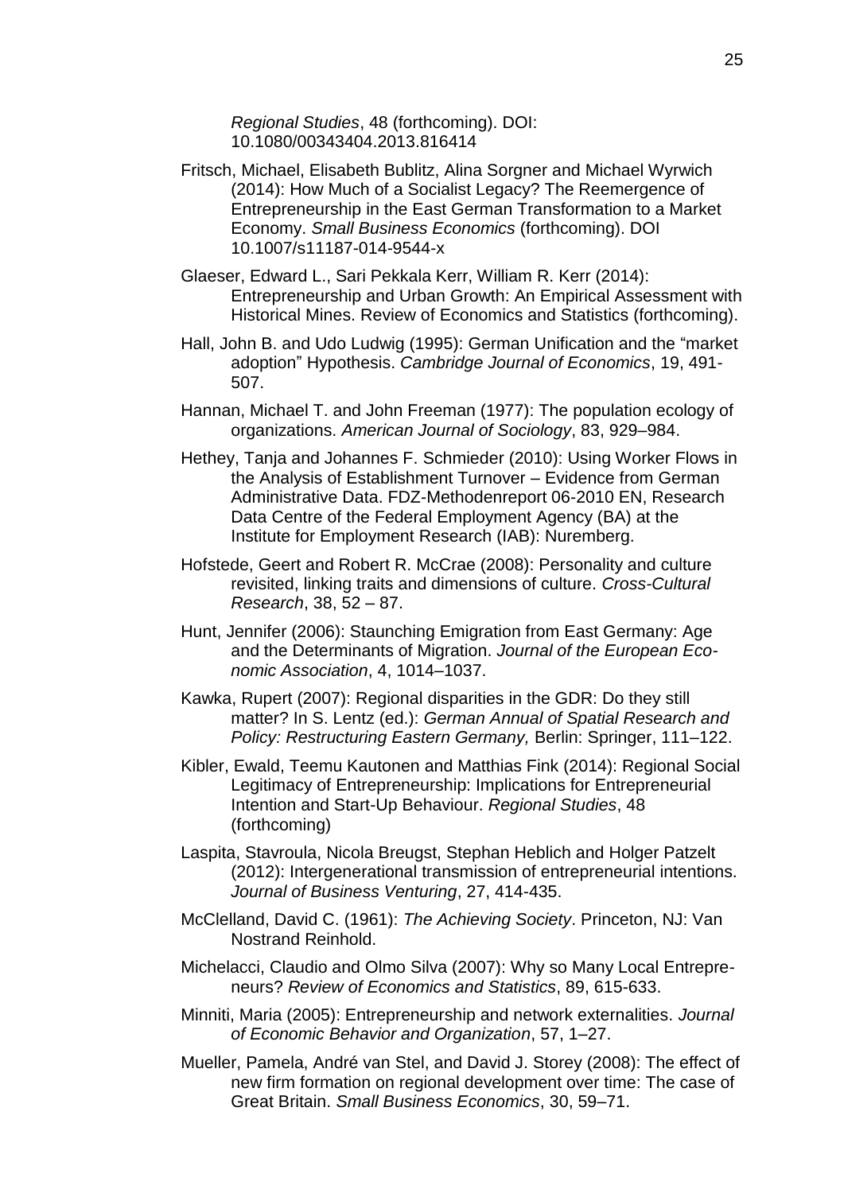*Regional Studies*, 48 (forthcoming). DOI: 10.1080/00343404.2013.816414

Fritsch, Michael, Elisabeth Bublitz, Alina Sorgner and Michael Wyrwich (2014): How Much of a Socialist Legacy? The Reemergence of Entrepreneurship in the East German Transformation to a Market Economy. *Small Business Economics* (forthcoming). DOI 10.1007/s11187-014-9544-x

Glaeser, Edward L., Sari Pekkala Kerr, William R. Kerr (2014): Entrepreneurship and Urban Growth: An Empirical Assessment with Historical Mines. Review of Economics and Statistics (forthcoming).

Hall, John B. and Udo Ludwig (1995): German Unification and the "market adoption" Hypothesis. *Cambridge Journal of Economics*, 19, 491-507.

Hannan, Michael T. and John Freeman (1977): The population ecology of organizations. *American Journal of Sociology*, 83, 929–984.

Hethey, Tanja and Johannes F. Schmieder (2010): Using Worker Flows in the Analysis of Establishment Turnover – Evidence from German Administrative Data. FDZ-Methodenreport 06-2010 EN, Research Data Centre of the Federal Employment Agency (BA) at the Institute for Employment Research (IAB): Nuremberg.

Hofstede, Geert and Robert R. McCrae (2008): Personality and culture revisited, linking traits and dimensions of culture. *Cross-Cultural Research*, 38, 52 – 87.

Hunt, Jennifer (2006): Staunching Emigration from East Germany: Age and the Determinants of Migration. *Journal of the European Economic Association*, 4, 1014–1037.

Kawka, Rupert (2007): Regional disparities in the GDR: Do they still matter? In S. Lentz (ed.): *German Annual of Spatial Research and Policy: Restructuring Eastern Germany,* Berlin: Springer, 111–122.

Kibler, Ewald, Teemu Kautonen and Matthias Fink (2014): Regional Social Legitimacy of Entrepreneurship: Implications for Entrepreneurial Intention and Start-Up Behaviour. *Regional Studies*, 48 (forthcoming)

Laspita, Stavroula, Nicola Breugst, Stephan Heblich and Holger Patzelt (2012): Intergenerational transmission of entrepreneurial intentions. *Journal of Business Venturing*, 27, 414-435.

McClelland, David C. (1961): *The Achieving Society*. Princeton, NJ: Van Nostrand Reinhold.

Michelacci, Claudio and Olmo Silva (2007): Why so Many Local Entrepreneurs? *Review of Economics and Statistics*, 89, 615-633.

Minniti, Maria (2005): Entrepreneurship and network externalities. *Journal of Economic Behavior and Organization*, 57, 1–27.

Mueller, Pamela, André van Stel, and David J. Storey (2008): The effect of new firm formation on regional development over time: The case of Great Britain. *Small Business Economics*, 30, 59–71.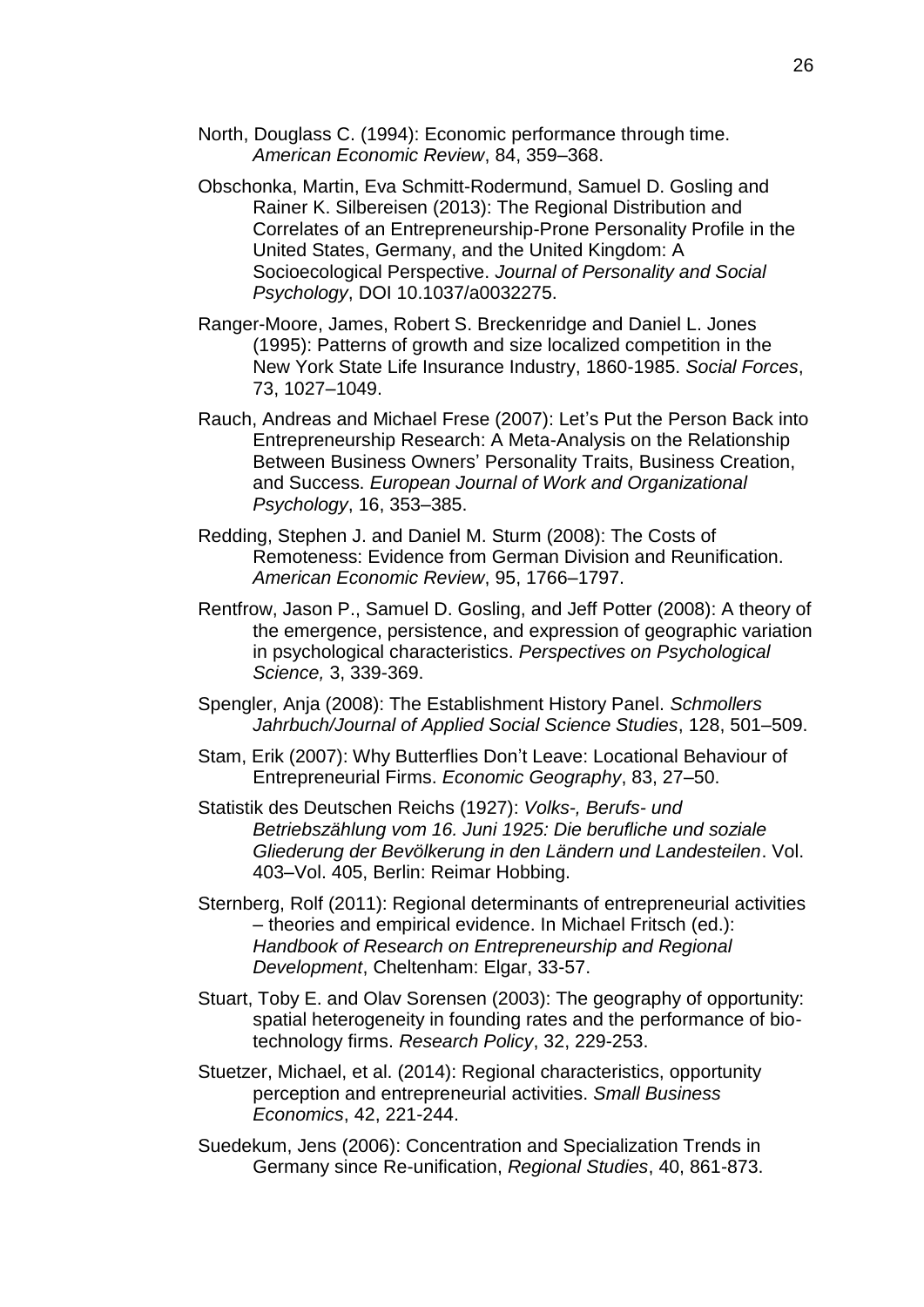North, Douglass C. (1994): Economic performance through time. *American Economic Review*, 84, 359–368.

Obschonka, Martin, Eva Schmitt-Rodermund, Samuel D. Gosling and Rainer K. Silbereisen (2013): The Regional Distribution and Correlates of an Entrepreneurship-Prone Personality Profile in the United States, Germany, and the United Kingdom: A Socioecological Perspective. *Journal of Personality and Social Psychology*, DOI 10.1037/a0032275.

Ranger-Moore, James, Robert S. Breckenridge and Daniel L. Jones (1995): Patterns of growth and size localized competition in the New York State Life Insurance Industry, 1860-1985. *Social Forces*, 73, 1027–1049.

Rauch, Andreas and Michael Frese (2007): Let's Put the Person Back into Entrepreneurship Research: A Meta-Analysis on the Relationship Between Business Owners' Personality Traits, Business Creation, and Success. *European Journal of Work and Organizational Psychology*, 16, 353–385.

Redding, Stephen J. and Daniel M. Sturm (2008): The Costs of Remoteness: Evidence from German Division and Reunification. *American Economic Review*, 95, 1766–1797.

Rentfrow, Jason P., Samuel D. Gosling, and Jeff Potter (2008): A theory of the emergence, persistence, and expression of geographic variation in psychological characteristics. *Perspectives on Psychological Science,* 3, 339-369.

Spengler, Anja (2008): The Establishment History Panel. *Schmollers Jahrbuch/Journal of Applied Social Science Studies*, 128, 501–509.

Stam, Erik (2007): Why Butterflies Don't Leave: Locational Behaviour of Entrepreneurial Firms. *Economic Geography*, 83, 27–50.

Statistik des Deutschen Reichs (1927): *Volks-, Berufs- und Betriebszählung vom 16. Juni 1925: Die berufliche und soziale Gliederung der Bevölkerung in den Ländern und Landesteilen*. Vol. 403–Vol. 405, Berlin: Reimar Hobbing.

Sternberg, Rolf (2011): Regional determinants of entrepreneurial activities – theories and empirical evidence. In Michael Fritsch (ed.): *Handbook of Research on Entrepreneurship and Regional Development*, Cheltenham: Elgar, 33-57.

Stuart, Toby E. and Olav Sorensen (2003): The geography of opportunity: spatial heterogeneity in founding rates and the performance of bio-technology firms. *Research Policy*, 32, 229-253.

Stuetzer, Michael, et al. (2014): Regional characteristics, opportunity perception and entrepreneurial activities. *Small Business Economics*, 42, 221-244.

Suedekum, Jens (2006): Concentration and Specialization Trends in Germany since Re-unification, *Regional Studies*, 40, 861-873.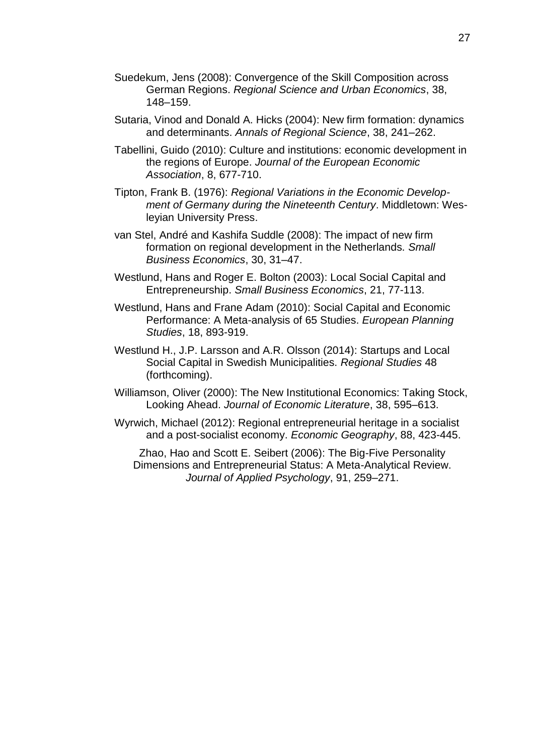Suedekum, Jens (2008): Convergence of the Skill Composition across German Regions. *Regional Science and Urban Economics*, 38, 148–159.

Sutaria, Vinod and Donald A. Hicks (2004): New firm formation: dynamics and determinants. *Annals of Regional Science*, 38, 241–262.

Tabellini, Guido (2010): Culture and institutions: economic development in the regions of Europe. *Journal of the European Economic Association*, 8, 677-710.

Tipton, Frank B. (1976): *Regional Variations in the Economic Development of Germany during the Nineteenth Century*. Middletown: Wesleyian University Press.

van Stel, André and Kashifa Suddle (2008): The impact of new firm formation on regional development in the Netherlands. *Small Business Economics*, 30, 31–47.

Westlund, Hans and Roger E. Bolton (2003): Local Social Capital and Entrepreneurship. *Small Business Economics*, 21, 77-113.

Westlund, Hans and Frane Adam (2010): Social Capital and Economic Performance: A Meta-analysis of 65 Studies. *European Planning Studies*, 18, 893-919.

Westlund H., J.P. Larsson and A.R. Olsson (2014): Startups and Local Social Capital in Swedish Municipalities. *Regional Studies* 48 (forthcoming).

Williamson, Oliver (2000): The New Institutional Economics: Taking Stock, Looking Ahead. *Journal of Economic Literature*, 38, 595–613.

Wyrwich, Michael (2012): Regional entrepreneurial heritage in a socialist and a post-socialist economy. *Economic Geography*, 88, 423-445.

Zhao, Hao and Scott E. Seibert (2006): The Big-Five Personality Dimensions and Entrepreneurial Status: A Meta-Analytical Review. *Journal of Applied Psychology*, 91, 259–271.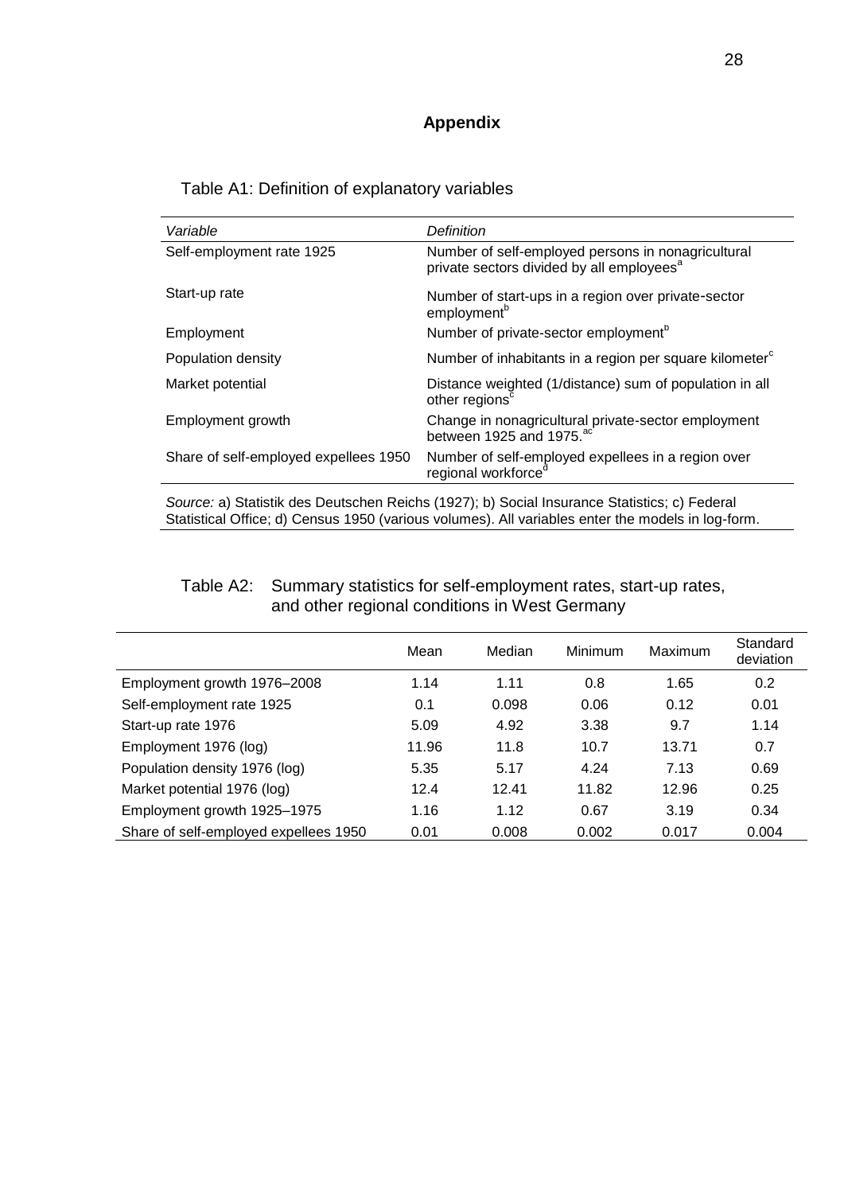## Appendix

Table A1: Definition of explanatory variables

| *Variable* | *Definition* |
|---|---|
| Self-employment rate 1925 | Number of self-employed persons in nonagricultural private sectors divided by all employees[a] |
| Start-up rate | Number of start-ups in a region over private-sector employment[b] |
| Employment | Number of private-sector employment[b] |
| Population density | Number of inhabitants in a region per square kilometer[c] |
| Market potential | Distance weighted (1/distance) sum of population in all other regions[c] |
| Employment growth | Change in nonagricultural private-sector employment between 1925 and 1975.[ac] |
| Share of self-employed expellees 1950 | Number of self-employed expellees in a region over regional workforce[d] |

*Source:* a) Statistik des Deutschen Reichs (1927); b) Social Insurance Statistics; c) Federal Statistical Office; d) Census 1950 (various volumes). All variables enter the models in log-form.

Table A2: Summary statistics for self-employment rates, start-up rates, and other regional conditions in West Germany

| | Mean | Median | Minimum | Maximum | Standard deviation |
|---|---|---|---|---|---|
| Employment growth 1976–2008 | 1.14 | 1.11 | 0.8 | 1.65 | 0.2 |
| Self-employment rate 1925 | 0.1 | 0.098 | 0.06 | 0.12 | 0.01 |
| Start-up rate 1976 | 5.09 | 4.92 | 3.38 | 9.7 | 1.14 |
| Employment 1976 (log) | 11.96 | 11.8 | 10.7 | 13.71 | 0.7 |
| Population density 1976 (log) | 5.35 | 5.17 | 4.24 | 7.13 | 0.69 |
| Market potential 1976 (log) | 12.4 | 12.41 | 11.82 | 12.96 | 0.25 |
| Employment growth 1925–1975 | 1.16 | 1.12 | 0.67 | 3.19 | 0.34 |
| Share of self-employed expellees 1950 | 0.01 | 0.008 | 0.002 | 0.017 | 0.004 |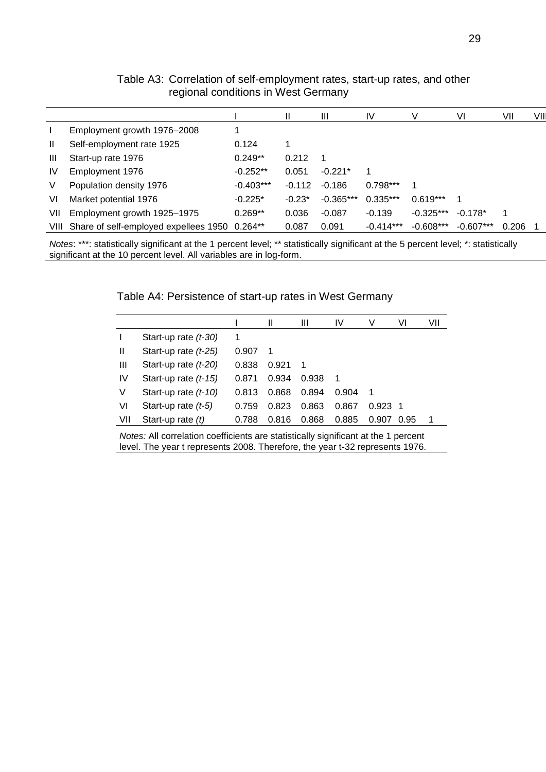Table A3: Correlation of self-employment rates, start-up rates, and other regional conditions in West Germany

| | | I | II | III | IV | V | VI | VII | VIII |
|---|---|---|---|---|---|---|---|---|---|
| I | Employment growth 1976–2008 | 1 | | | | | | | |
| II | Self-employment rate 1925 | 0.124 | 1 | | | | | | |
| III | Start-up rate 1976 | 0.249** | 0.212 | 1 | | | | | |
| IV | Employment 1976 | -0.252** | 0.051 | -0.221* | 1 | | | | |
| V | Population density 1976 | -0.403*** | -0.112 | -0.186 | 0.798*** | 1 | | | |
| VI | Market potential 1976 | -0.225* | -0.23* | -0.365*** | 0.335*** | 0.619*** | 1 | | |
| VII | Employment growth 1925–1975 | 0.269** | 0.036 | -0.087 | -0.139 | -0.325*** | -0.178* | 1 | |
| VIII | Share of self-employed expellees 1950 | 0.264** | 0.087 | 0.091 | -0.414*** | -0.608*** | -0.607*** | 0.206 | 1 |

*Notes*: ***: statistically significant at the 1 percent level; ** statistically significant at the 5 percent level; *: statistically significant at the 10 percent level. All variables are in log-form.

Table A4: Persistence of start-up rates in West Germany

| | | I | II | III | IV | V | VI | VII |
|---|---|---|---|---|---|---|---|---|
| I | Start-up rate *(t-30)* | 1 | | | | | | |
| II | Start-up rate *(t-25)* | 0.907 | 1 | | | | | |
| III | Start-up rate *(t-20)* | 0.838 | 0.921 | 1 | | | | |
| IV | Start-up rate *(t-15)* | 0.871 | 0.934 | 0.938 | 1 | | | |
| V | Start-up rate *(t-10)* | 0.813 | 0.868 | 0.894 | 0.904 | 1 | | |
| VI | Start-up rate *(t-5)* | 0.759 | 0.823 | 0.863 | 0.867 | 0.923 | 1 | |
| VII | Start-up rate *(t)* | 0.788 | 0.816 | 0.868 | 0.885 | 0.907 | 0.95 | 1 |

*Notes:* All correlation coefficients are statistically significant at the 1 percent level. The year t represents 2008. Therefore, the year t-32 represents 1976.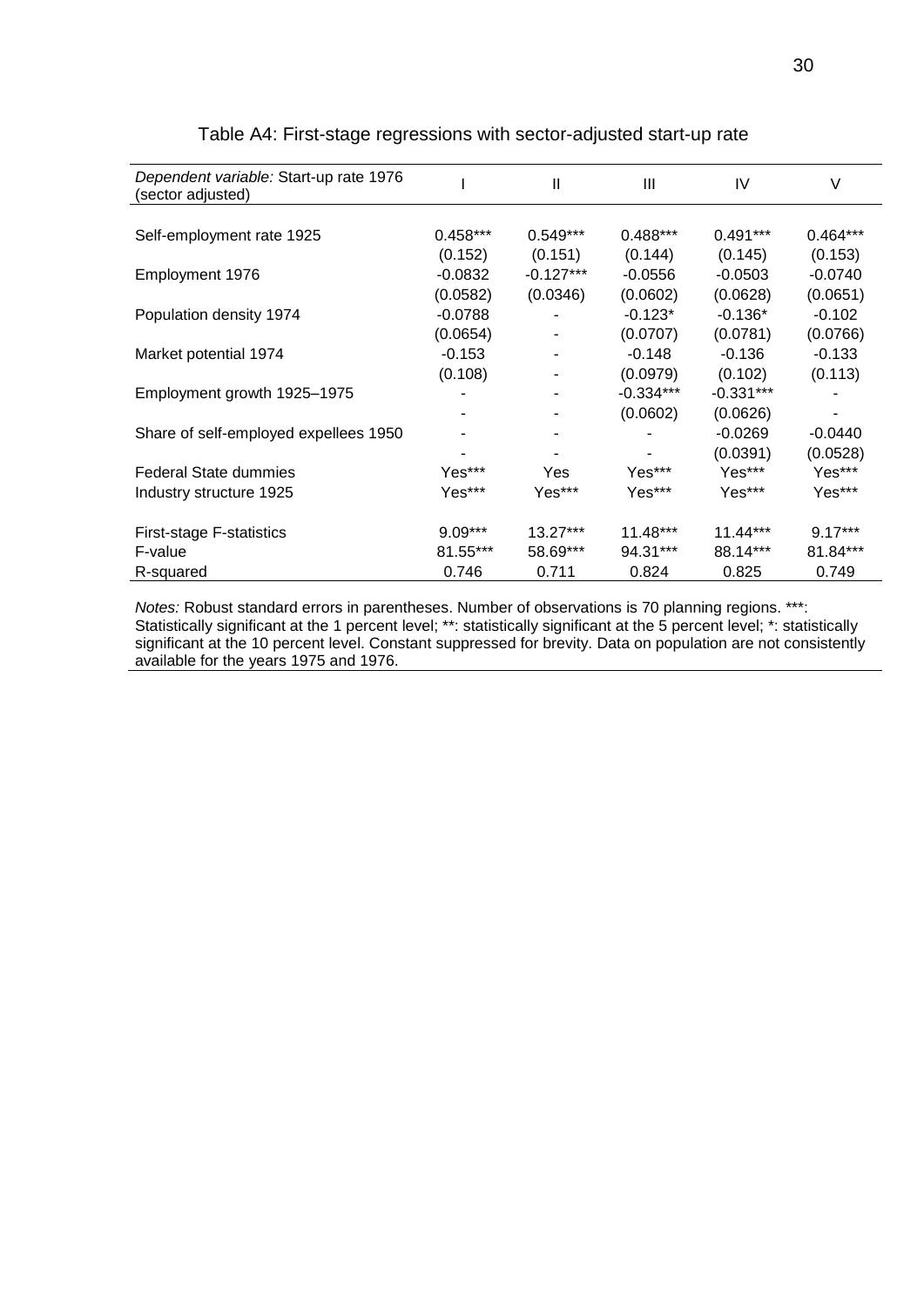Table A4: First-stage regressions with sector-adjusted start-up rate

| *Dependent variable:* Start-up rate 1976 (sector adjusted) | I | II | III | IV | V |
|---|---|---|---|---|---|
| Self-employment rate 1925 | 0.458*** | 0.549*** | 0.488*** | 0.491*** | 0.464*** |
| | (0.152) | (0.151) | (0.144) | (0.145) | (0.153) |
| Employment 1976 | -0.0832 | -0.127*** | -0.0556 | -0.0503 | -0.0740 |
| | (0.0582) | (0.0346) | (0.0602) | (0.0628) | (0.0651) |
| Population density 1974 | -0.0788 | - | -0.123* | -0.136* | -0.102 |
| | (0.0654) | - | (0.0707) | (0.0781) | (0.0766) |
| Market potential 1974 | -0.153 | - | -0.148 | -0.136 | -0.133 |
| | (0.108) | - | (0.0979) | (0.102) | (0.113) |
| Employment growth 1925–1975 | - | - | -0.334*** | -0.331*** | - |
| | - | - | (0.0602) | (0.0626) | - |
| Share of self-employed expellees 1950 | - | - | - | -0.0269 | -0.0440 |
| | - | - | - | (0.0391) | (0.0528) |
| Federal State dummies | Yes*** | Yes | Yes*** | Yes*** | Yes*** |
| Industry structure 1925 | Yes*** | Yes*** | Yes*** | Yes*** | Yes*** |
| First-stage F-statistics | 9.09*** | 13.27*** | 11.48*** | 11.44*** | 9.17*** |
| F-value | 81.55*** | 58.69*** | 94.31*** | 88.14*** | 81.84*** |
| R-squared | 0.746 | 0.711 | 0.824 | 0.825 | 0.749 |

*Notes:* Robust standard errors in parentheses. Number of observations is 70 planning regions. ***: Statistically significant at the 1 percent level; **: statistically significant at the 5 percent level; *: statistically significant at the 10 percent level. Constant suppressed for brevity. Data on population are not consistently available for the years 1975 and 1976.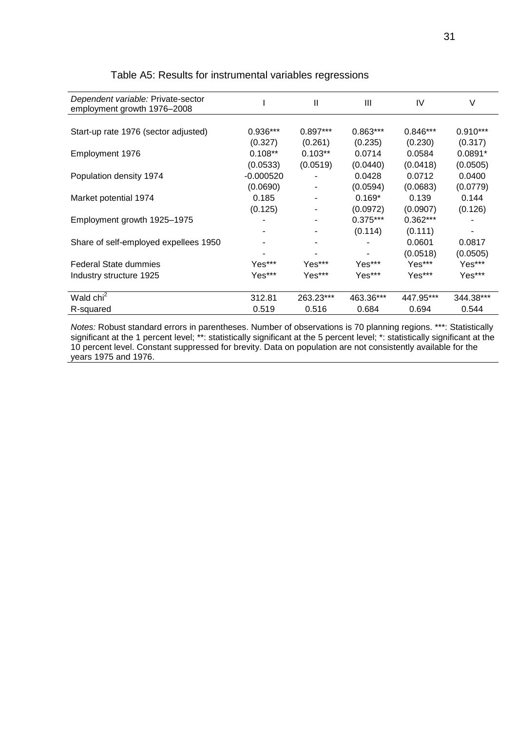Table A5: Results for instrumental variables regressions

| *Dependent variable:* Private-sector employment growth 1976–2008 | I | II | III | IV | V |
|---|---|---|---|---|---|
| Start-up rate 1976 (sector adjusted) | 0.936*** | 0.897*** | 0.863*** | 0.846*** | 0.910*** |
| | (0.327) | (0.261) | (0.235) | (0.230) | (0.317) |
| Employment 1976 | 0.108** | 0.103** | 0.0714 | 0.0584 | 0.0891* |
| | (0.0533) | (0.0519) | (0.0440) | (0.0418) | (0.0505) |
| Population density 1974 | -0.000520 | - | 0.0428 | 0.0712 | 0.0400 |
| | (0.0690) | - | (0.0594) | (0.0683) | (0.0779) |
| Market potential 1974 | 0.185 | - | 0.169* | 0.139 | 0.144 |
| | (0.125) | - | (0.0972) | (0.0907) | (0.126) |
| Employment growth 1925–1975 | - | - | 0.375*** | 0.362*** | - |
| | - | - | (0.114) | (0.111) | - |
| Share of self-employed expellees 1950 | - | - | - | 0.0601 | 0.0817 |
| | - | - | - | (0.0518) | (0.0505) |
| Federal State dummies | Yes*** | Yes*** | Yes*** | Yes*** | Yes*** |
| Industry structure 1925 | Yes*** | Yes*** | Yes*** | Yes*** | Yes*** |
| Wald $chi^2$ | 312.81 | 263.23*** | 463.36*** | 447.95*** | 344.38*** |
| R-squared | 0.519 | 0.516 | 0.684 | 0.694 | 0.544 |

*Notes:* Robust standard errors in parentheses. Number of observations is 70 planning regions. ***: Statistically significant at the 1 percent level; **: statistically significant at the 5 percent level; *: statistically significant at the 10 percent level. Constant suppressed for brevity. Data on population are not consistently available for the years 1975 and 1976.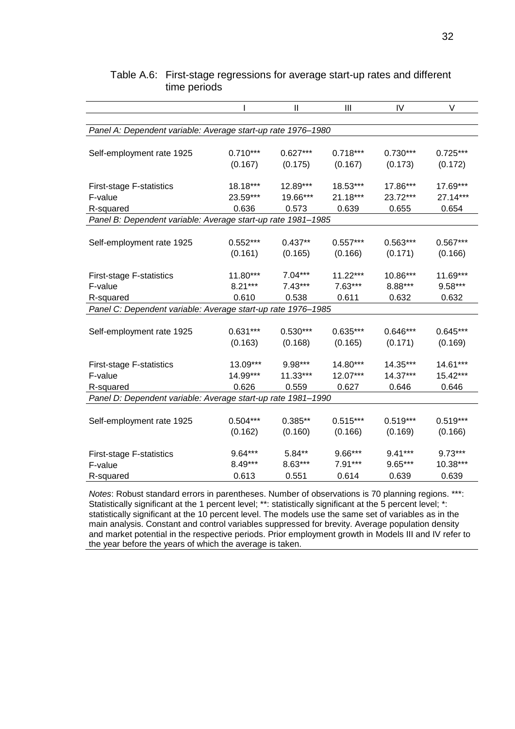Table A.6: First-stage regressions for average start-up rates and different time periods

| | I | II | III | IV | V |
|---|---|---|---|---|---|
| *Panel A: Dependent variable: Average start-up rate 1976–1980* | | | | | |
| Self-employment rate 1925 | 0.710*** | 0.627*** | 0.718*** | 0.730*** | 0.725*** |
| | (0.167) | (0.175) | (0.167) | (0.173) | (0.172) |
| First-stage F-statistics | 18.18*** | 12.89*** | 18.53*** | 17.86*** | 17.69*** |
| F-value | 23.59*** | 19.66*** | 21.18*** | 23.72*** | 27.14*** |
| R-squared | 0.636 | 0.573 | 0.639 | 0.655 | 0.654 |
| *Panel B: Dependent variable: Average start-up rate 1981–1985* | | | | | |
| Self-employment rate 1925 | 0.552*** | 0.437** | 0.557*** | 0.563*** | 0.567*** |
| | (0.161) | (0.165) | (0.166) | (0.171) | (0.166) |
| First-stage F-statistics | 11.80*** | 7.04*** | 11.22*** | 10.86*** | 11.69*** |
| F-value | 8.21*** | 7.43*** | 7.63*** | 8.88*** | 9.58*** |
| R-squared | 0.610 | 0.538 | 0.611 | 0.632 | 0.632 |
| *Panel C: Dependent variable: Average start-up rate 1976–1985* | | | | | |
| Self-employment rate 1925 | 0.631*** | 0.530*** | 0.635*** | 0.646*** | 0.645*** |
| | (0.163) | (0.168) | (0.165) | (0.171) | (0.169) |
| First-stage F-statistics | 13.09*** | 9.98*** | 14.80*** | 14.35*** | 14.61*** |
| F-value | 14.99*** | 11.33*** | 12.07*** | 14.37*** | 15.42*** |
| R-squared | 0.626 | 0.559 | 0.627 | 0.646 | 0.646 |
| *Panel D: Dependent variable: Average start-up rate 1981–1990* | | | | | |
| Self-employment rate 1925 | 0.504*** | 0.385** | 0.515*** | 0.519*** | 0.519*** |
| | (0.162) | (0.160) | (0.166) | (0.169) | (0.166) |
| First-stage F-statistics | 9.64*** | 5.84** | 9.66*** | 9.41*** | 9.73*** |
| F-value | 8.49*** | 8.63*** | 7.91*** | 9.65*** | 10.38*** |
| R-squared | 0.613 | 0.551 | 0.614 | 0.639 | 0.639 |

*Notes*: Robust standard errors in parentheses. Number of observations is 70 planning regions. ***: Statistically significant at the 1 percent level; **: statistically significant at the 5 percent level; *: statistically significant at the 10 percent level. The models use the same set of variables as in the main analysis. Constant and control variables suppressed for brevity. Average population density and market potential in the respective periods. Prior employment growth in Models III and IV refer to the year before the years of which the average is taken.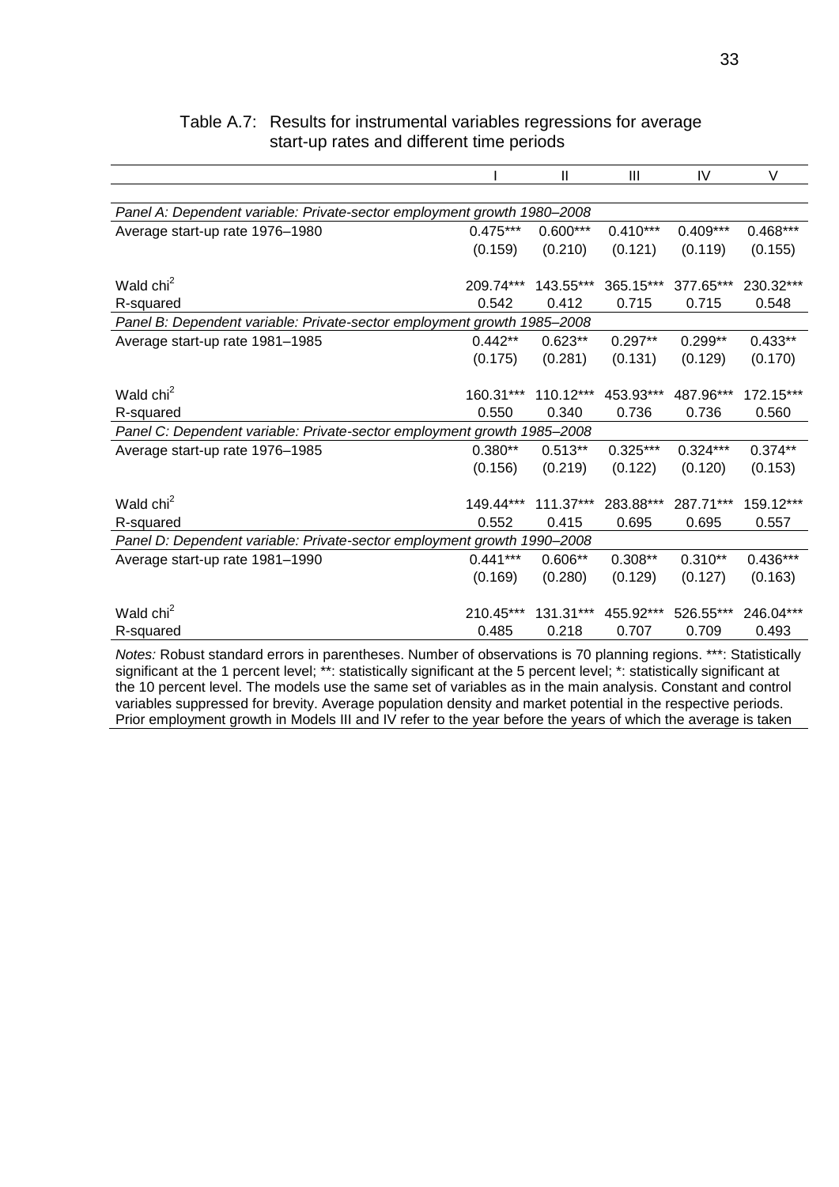Table A.7: Results for instrumental variables regressions for average start-up rates and different time periods

| | I | II | III | IV | V |
|---|---|---|---|---|---|
| *Panel A: Dependent variable: Private-sector employment growth 1980–2008* | | | | | |
| Average start-up rate 1976–1980 | 0.475*** | 0.600*** | 0.410*** | 0.409*** | 0.468*** |
| | (0.159) | (0.210) | (0.121) | (0.119) | (0.155) |
| Wald chi$^2$ | 209.74*** | 143.55*** | 365.15*** | 377.65*** | 230.32*** |
| R-squared | 0.542 | 0.412 | 0.715 | 0.715 | 0.548 |
| *Panel B: Dependent variable: Private-sector employment growth 1985–2008* | | | | | |
| Average start-up rate 1981–1985 | 0.442** | 0.623** | 0.297** | 0.299** | 0.433** |
| | (0.175) | (0.281) | (0.131) | (0.129) | (0.170) |
| Wald chi$^2$ | 160.31*** | 110.12*** | 453.93*** | 487.96*** | 172.15*** |
| R-squared | 0.550 | 0.340 | 0.736 | 0.736 | 0.560 |
| *Panel C: Dependent variable: Private-sector employment growth 1985–2008* | | | | | |
| Average start-up rate 1976–1985 | 0.380** | 0.513** | 0.325*** | 0.324*** | 0.374** |
| | (0.156) | (0.219) | (0.122) | (0.120) | (0.153) |
| Wald chi$^2$ | 149.44*** | 111.37*** | 283.88*** | 287.71*** | 159.12*** |
| R-squared | 0.552 | 0.415 | 0.695 | 0.695 | 0.557 |
| *Panel D: Dependent variable: Private-sector employment growth 1990–2008* | | | | | |
| Average start-up rate 1981–1990 | 0.441*** | 0.606** | 0.308** | 0.310** | 0.436*** |
| | (0.169) | (0.280) | (0.129) | (0.127) | (0.163) |
| Wald chi$^2$ | 210.45*** | 131.31*** | 455.92*** | 526.55*** | 246.04*** |
| R-squared | 0.485 | 0.218 | 0.707 | 0.709 | 0.493 |

*Notes:* Robust standard errors in parentheses. Number of observations is 70 planning regions. ***: Statistically significant at the 1 percent level; **: statistically significant at the 5 percent level; *: statistically significant at the 10 percent level. The models use the same set of variables as in the main analysis. Constant and control variables suppressed for brevity. Average population density and market potential in the respective periods. Prior employment growth in Models III and IV refer to the year before the years of which the average is taken